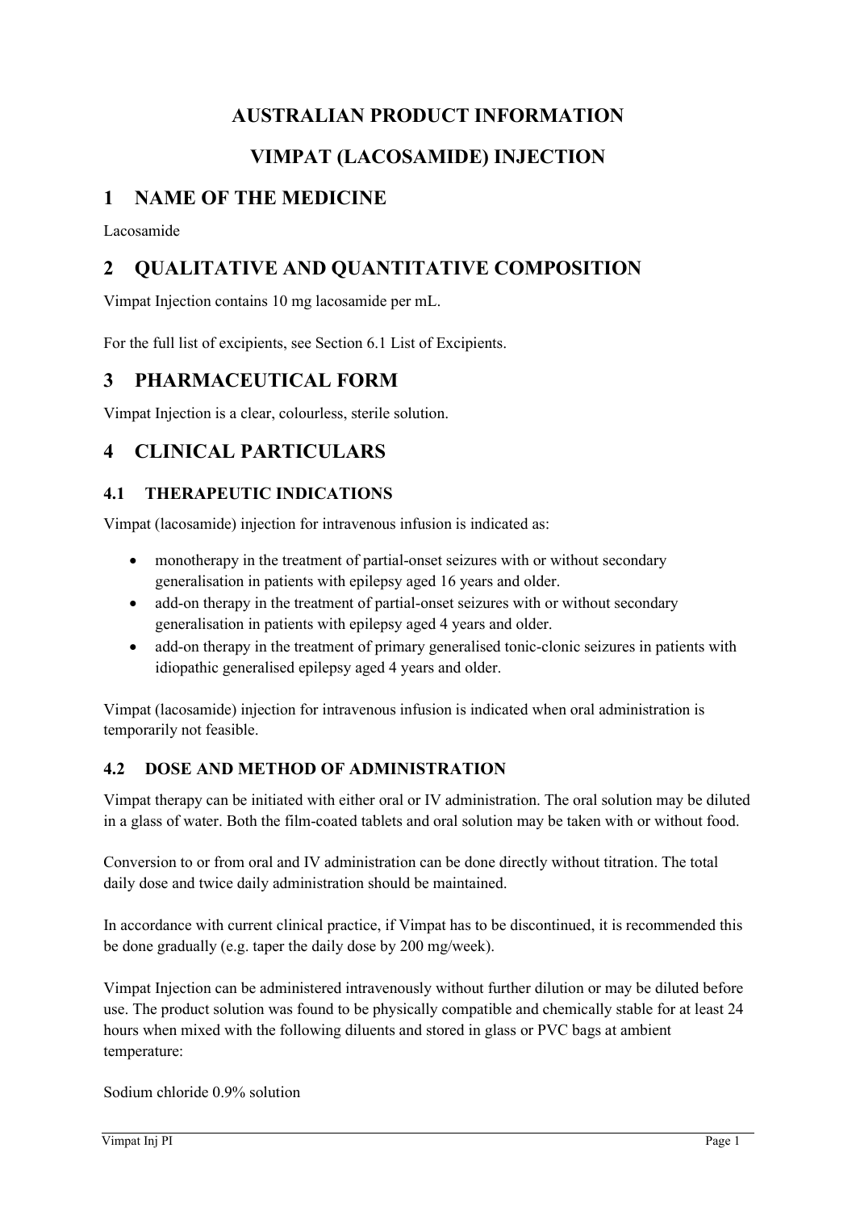# AUSTRALIAN PRODUCT INFORMATION

# VIMPAT (LACOSAMIDE) INJECTION

## 1 NAME OF THE MEDICINE

Lacosamide

## 2 QUALITATIVE AND QUANTITATIVE COMPOSITION

Vimpat Injection contains 10 mg lacosamide per mL.

For the full list of excipients, see Section 6.1 List of Excipients.

## 3 PHARMACEUTICAL FORM

Vimpat Injection is a clear, colourless, sterile solution.

## 4 CLINICAL PARTICULARS

### 4.1 THERAPEUTIC INDICATIONS

Vimpat (lacosamide) injection for intravenous infusion is indicated as:

- monotherapy in the treatment of partial-onset seizures with or without secondary generalisation in patients with epilepsy aged 16 years and older.
- add-on therapy in the treatment of partial-onset seizures with or without secondary generalisation in patients with epilepsy aged 4 years and older.
- add-on therapy in the treatment of primary generalised tonic-clonic seizures in patients with idiopathic generalised epilepsy aged 4 years and older.

Vimpat (lacosamide) injection for intravenous infusion is indicated when oral administration is temporarily not feasible.

### 4.2 DOSE AND METHOD OF ADMINISTRATION

Vimpat therapy can be initiated with either oral or IV administration. The oral solution may be diluted in a glass of water. Both the film-coated tablets and oral solution may be taken with or without food.

Conversion to or from oral and IV administration can be done directly without titration. The total daily dose and twice daily administration should be maintained.

In accordance with current clinical practice, if Vimpat has to be discontinued, it is recommended this be done gradually (e.g. taper the daily dose by 200 mg/week).

Vimpat Injection can be administered intravenously without further dilution or may be diluted before use. The product solution was found to be physically compatible and chemically stable for at least 24 hours when mixed with the following diluents and stored in glass or PVC bags at ambient temperature:

Sodium chloride 0.9% solution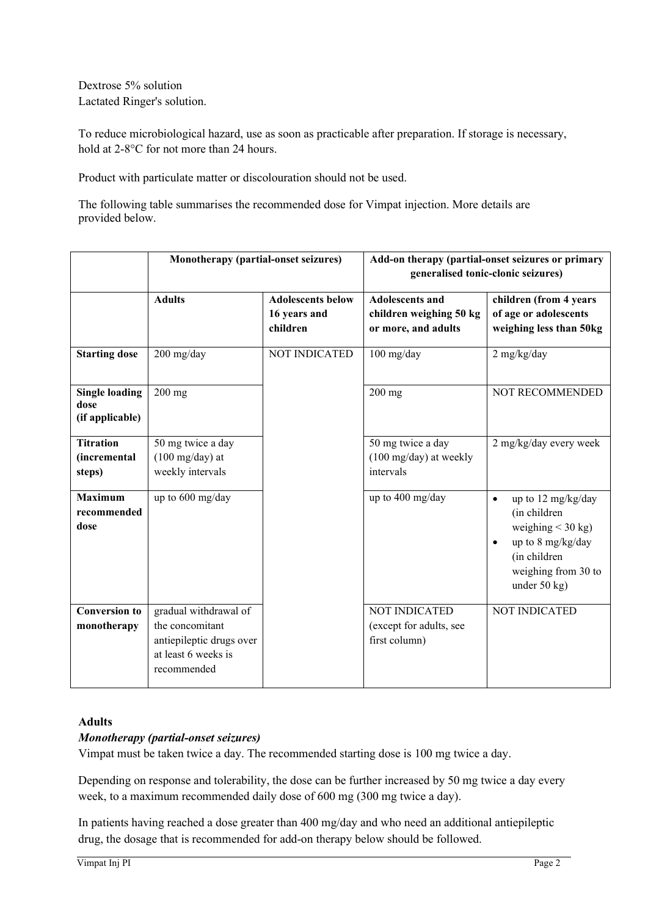Dextrose 5% solution
Lactated Ringer's solution.

To reduce microbiological hazard, use as soon as practicable after preparation. If storage is necessary, hold at 2-8°C for not more than 24 hours.

Product with particulate matter or discolouration should not be used.

The following table summarises the recommended dose for Vimpat injection. More details are provided below.

| | **Monotherapy (partial-onset seizures)** | | **Add-on therapy (partial-onset seizures or primary generalised tonic-clonic seizures)** | |
|---|---|---|---|---|
| | **Adults** | **Adolescents below 16 years and children** | **Adolescents and children weighing 50 kg or more, and adults** | **children (from 4 years of age or adolescents weighing less than 50kg** |
| **Starting dose** | 200 mg/day | NOT INDICATED | 100 mg/day | 2 mg/kg/day |
| **Single loading dose (if applicable)** | 200 mg | | 200 mg | NOT RECOMMENDED |
| **Titration (incremental steps)** | 50 mg twice a day (100 mg/day) at weekly intervals | | 50 mg twice a day (100 mg/day) at weekly intervals | 2 mg/kg/day every week |
| **Maximum recommended dose** | up to 600 mg/day | | up to 400 mg/day | • up to 12 mg/kg/day (in children weighing < 30 kg)<br>• up to 8 mg/kg/day (in children weighing from 30 to under 50 kg) |
| **Conversion to monotherapy** | gradual withdrawal of the concomitant antiepileptic drugs over at least 6 weeks is recommended | | NOT INDICATED (except for adults, see first column) | NOT INDICATED |

**Adults**

***Monotherapy (partial-onset seizures)***

Vimpat must be taken twice a day. The recommended starting dose is 100 mg twice a day.

Depending on response and tolerability, the dose can be further increased by 50 mg twice a day every week, to a maximum recommended daily dose of 600 mg (300 mg twice a day).

In patients having reached a dose greater than 400 mg/day and who need an additional antiepileptic drug, the dosage that is recommended for add-on therapy below should be followed.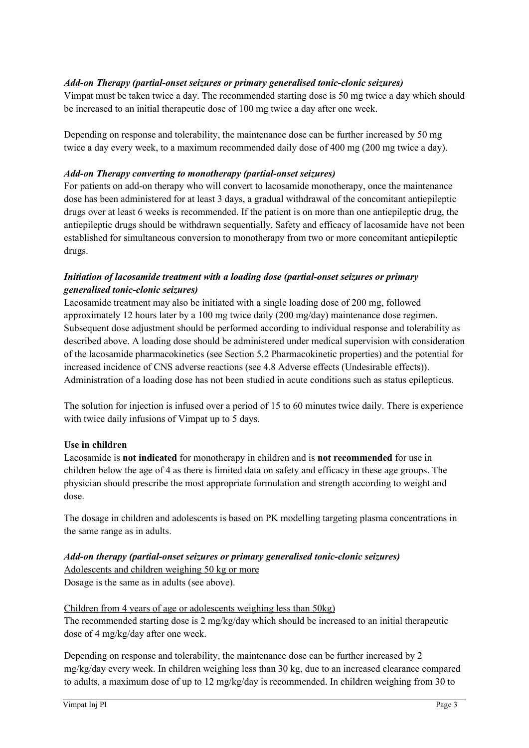***Add-on Therapy (partial-onset seizures or primary generalised tonic-clonic seizures)***

Vimpat must be taken twice a day. The recommended starting dose is 50 mg twice a day which should be increased to an initial therapeutic dose of 100 mg twice a day after one week.

Depending on response and tolerability, the maintenance dose can be further increased by 50 mg twice a day every week, to a maximum recommended daily dose of 400 mg (200 mg twice a day).

***Add-on Therapy converting to monotherapy (partial-onset seizures)***

For patients on add-on therapy who will convert to lacosamide monotherapy, once the maintenance dose has been administered for at least 3 days, a gradual withdrawal of the concomitant antiepileptic drugs over at least 6 weeks is recommended. If the patient is on more than one antiepileptic drug, the antiepileptic drugs should be withdrawn sequentially. Safety and efficacy of lacosamide have not been established for simultaneous conversion to monotherapy from two or more concomitant antiepileptic drugs.

***Initiation of lacosamide treatment with a loading dose (partial-onset seizures or primary generalised tonic-clonic seizures)***

Lacosamide treatment may also be initiated with a single loading dose of 200 mg, followed approximately 12 hours later by a 100 mg twice daily (200 mg/day) maintenance dose regimen. Subsequent dose adjustment should be performed according to individual response and tolerability as described above. A loading dose should be administered under medical supervision with consideration of the lacosamide pharmacokinetics (see Section 5.2 Pharmacokinetic properties) and the potential for increased incidence of CNS adverse reactions (see 4.8 Adverse effects (Undesirable effects)). Administration of a loading dose has not been studied in acute conditions such as status epilepticus.

The solution for injection is infused over a period of 15 to 60 minutes twice daily. There is experience with twice daily infusions of Vimpat up to 5 days.

**Use in children**

Lacosamide is **not indicated** for monotherapy in children and is **not recommended** for use in children below the age of 4 as there is limited data on safety and efficacy in these age groups. The physician should prescribe the most appropriate formulation and strength according to weight and dose.

The dosage in children and adolescents is based on PK modelling targeting plasma concentrations in the same range as in adults.

***Add-on therapy (partial-onset seizures or primary generalised tonic-clonic seizures)***

Adolescents and children weighing 50 kg or more

Dosage is the same as in adults (see above).

Children from 4 years of age or adolescents weighing less than 50kg)

The recommended starting dose is 2 mg/kg/day which should be increased to an initial therapeutic dose of 4 mg/kg/day after one week.

Depending on response and tolerability, the maintenance dose can be further increased by 2 mg/kg/day every week. In children weighing less than 30 kg, due to an increased clearance compared to adults, a maximum dose of up to 12 mg/kg/day is recommended. In children weighing from 30 to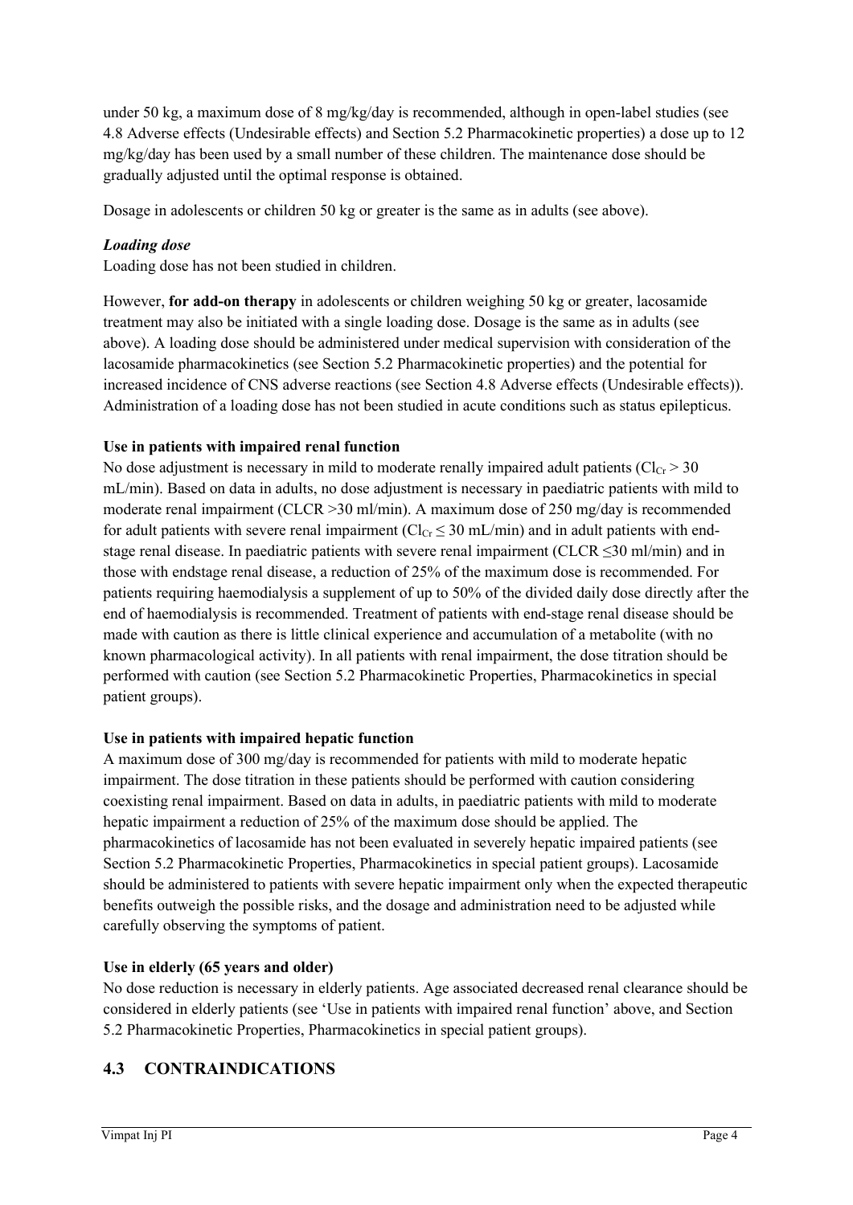under 50 kg, a maximum dose of 8 mg/kg/day is recommended, although in open-label studies (see 4.8 Adverse effects (Undesirable effects) and Section 5.2 Pharmacokinetic properties) a dose up to 12 mg/kg/day has been used by a small number of these children. The maintenance dose should be gradually adjusted until the optimal response is obtained.

Dosage in adolescents or children 50 kg or greater is the same as in adults (see above).

***Loading dose***

Loading dose has not been studied in children.

However, **for add-on therapy** in adolescents or children weighing 50 kg or greater, lacosamide treatment may also be initiated with a single loading dose. Dosage is the same as in adults (see above). A loading dose should be administered under medical supervision with consideration of the lacosamide pharmacokinetics (see Section 5.2 Pharmacokinetic properties) and the potential for increased incidence of CNS adverse reactions (see Section 4.8 Adverse effects (Undesirable effects)). Administration of a loading dose has not been studied in acute conditions such as status epilepticus.

**Use in patients with impaired renal function**

No dose adjustment is necessary in mild to moderate renally impaired adult patients ($Cl_{Cr} > 30$ mL/min). Based on data in adults, no dose adjustment is necessary in paediatric patients with mild to moderate renal impairment (CLCR >30 ml/min). A maximum dose of 250 mg/day is recommended for adult patients with severe renal impairment ($Cl_{Cr} \leq 30$ mL/min) and in adult patients with end-stage renal disease. In paediatric patients with severe renal impairment (CLCR ≤30 ml/min) and in those with endstage renal disease, a reduction of 25% of the maximum dose is recommended. For patients requiring haemodialysis a supplement of up to 50% of the divided daily dose directly after the end of haemodialysis is recommended. Treatment of patients with end-stage renal disease should be made with caution as there is little clinical experience and accumulation of a metabolite (with no known pharmacological activity). In all patients with renal impairment, the dose titration should be performed with caution (see Section 5.2 Pharmacokinetic Properties, Pharmacokinetics in special patient groups).

**Use in patients with impaired hepatic function**

A maximum dose of 300 mg/day is recommended for patients with mild to moderate hepatic impairment. The dose titration in these patients should be performed with caution considering coexisting renal impairment. Based on data in adults, in paediatric patients with mild to moderate hepatic impairment a reduction of 25% of the maximum dose should be applied. The pharmacokinetics of lacosamide has not been evaluated in severely hepatic impaired patients (see Section 5.2 Pharmacokinetic Properties, Pharmacokinetics in special patient groups). Lacosamide should be administered to patients with severe hepatic impairment only when the expected therapeutic benefits outweigh the possible risks, and the dosage and administration need to be adjusted while carefully observing the symptoms of patient.

**Use in elderly (65 years and older)**

No dose reduction is necessary in elderly patients. Age associated decreased renal clearance should be considered in elderly patients (see 'Use in patients with impaired renal function' above, and Section 5.2 Pharmacokinetic Properties, Pharmacokinetics in special patient groups).

## 4.3 CONTRAINDICATIONS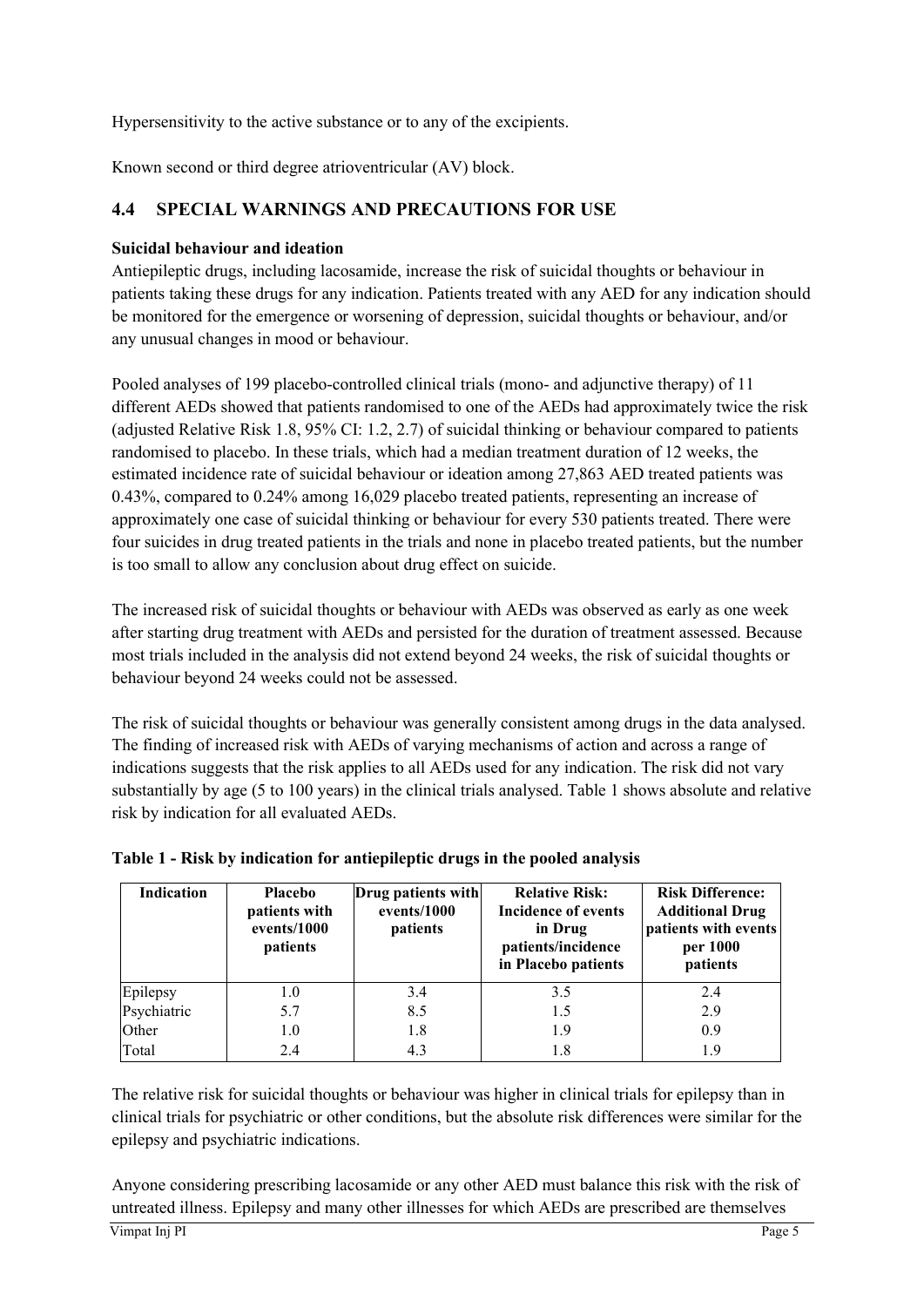Hypersensitivity to the active substance or to any of the excipients.

Known second or third degree atrioventricular (AV) block.

## 4.4 SPECIAL WARNINGS AND PRECAUTIONS FOR USE

**Suicidal behaviour and ideation**

Antiepileptic drugs, including lacosamide, increase the risk of suicidal thoughts or behaviour in patients taking these drugs for any indication. Patients treated with any AED for any indication should be monitored for the emergence or worsening of depression, suicidal thoughts or behaviour, and/or any unusual changes in mood or behaviour.

Pooled analyses of 199 placebo-controlled clinical trials (mono- and adjunctive therapy) of 11 different AEDs showed that patients randomised to one of the AEDs had approximately twice the risk (adjusted Relative Risk 1.8, 95% CI: 1.2, 2.7) of suicidal thinking or behaviour compared to patients randomised to placebo. In these trials, which had a median treatment duration of 12 weeks, the estimated incidence rate of suicidal behaviour or ideation among 27,863 AED treated patients was 0.43%, compared to 0.24% among 16,029 placebo treated patients, representing an increase of approximately one case of suicidal thinking or behaviour for every 530 patients treated. There were four suicides in drug treated patients in the trials and none in placebo treated patients, but the number is too small to allow any conclusion about drug effect on suicide.

The increased risk of suicidal thoughts or behaviour with AEDs was observed as early as one week after starting drug treatment with AEDs and persisted for the duration of treatment assessed. Because most trials included in the analysis did not extend beyond 24 weeks, the risk of suicidal thoughts or behaviour beyond 24 weeks could not be assessed.

The risk of suicidal thoughts or behaviour was generally consistent among drugs in the data analysed. The finding of increased risk with AEDs of varying mechanisms of action and across a range of indications suggests that the risk applies to all AEDs used for any indication. The risk did not vary substantially by age (5 to 100 years) in the clinical trials analysed. Table 1 shows absolute and relative risk by indication for all evaluated AEDs.

**Table 1 - Risk by indication for antiepileptic drugs in the pooled analysis**

| Indication | Placebo patients with events/1000 patients | Drug patients with events/1000 patients | Relative Risk: Incidence of events in Drug patients/incidence in Placebo patients | Risk Difference: Additional Drug patients with events per 1000 patients |
|---|---|---|---|---|
| Epilepsy | 1.0 | 3.4 | 3.5 | 2.4 |
| Psychiatric | 5.7 | 8.5 | 1.5 | 2.9 |
| Other | 1.0 | 1.8 | 1.9 | 0.9 |
| Total | 2.4 | 4.3 | 1.8 | 1.9 |

The relative risk for suicidal thoughts or behaviour was higher in clinical trials for epilepsy than in clinical trials for psychiatric or other conditions, but the absolute risk differences were similar for the epilepsy and psychiatric indications.

Anyone considering prescribing lacosamide or any other AED must balance this risk with the risk of untreated illness. Epilepsy and many other illnesses for which AEDs are prescribed are themselves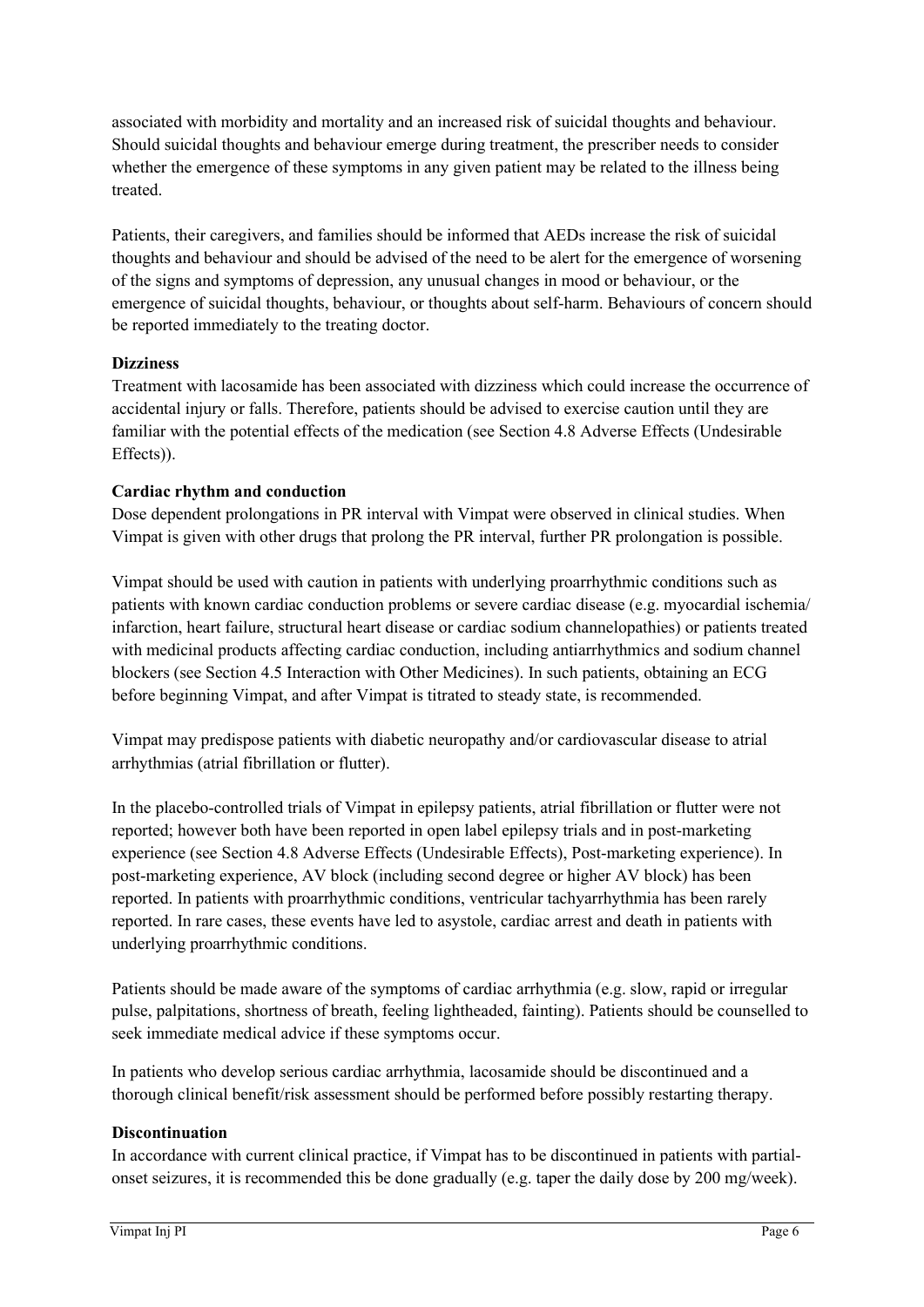associated with morbidity and mortality and an increased risk of suicidal thoughts and behaviour. Should suicidal thoughts and behaviour emerge during treatment, the prescriber needs to consider whether the emergence of these symptoms in any given patient may be related to the illness being treated.

Patients, their caregivers, and families should be informed that AEDs increase the risk of suicidal thoughts and behaviour and should be advised of the need to be alert for the emergence of worsening of the signs and symptoms of depression, any unusual changes in mood or behaviour, or the emergence of suicidal thoughts, behaviour, or thoughts about self-harm. Behaviours of concern should be reported immediately to the treating doctor.

**Dizziness**

Treatment with lacosamide has been associated with dizziness which could increase the occurrence of accidental injury or falls. Therefore, patients should be advised to exercise caution until they are familiar with the potential effects of the medication (see Section 4.8 Adverse Effects (Undesirable Effects)).

**Cardiac rhythm and conduction**

Dose dependent prolongations in PR interval with Vimpat were observed in clinical studies. When Vimpat is given with other drugs that prolong the PR interval, further PR prolongation is possible.

Vimpat should be used with caution in patients with underlying proarrhythmic conditions such as patients with known cardiac conduction problems or severe cardiac disease (e.g. myocardial ischemia/ infarction, heart failure, structural heart disease or cardiac sodium channelopathies) or patients treated with medicinal products affecting cardiac conduction, including antiarrhythmics and sodium channel blockers (see Section 4.5 Interaction with Other Medicines). In such patients, obtaining an ECG before beginning Vimpat, and after Vimpat is titrated to steady state, is recommended.

Vimpat may predispose patients with diabetic neuropathy and/or cardiovascular disease to atrial arrhythmias (atrial fibrillation or flutter).

In the placebo-controlled trials of Vimpat in epilepsy patients, atrial fibrillation or flutter were not reported; however both have been reported in open label epilepsy trials and in post-marketing experience (see Section 4.8 Adverse Effects (Undesirable Effects), Post-marketing experience). In post-marketing experience, AV block (including second degree or higher AV block) has been reported. In patients with proarrhythmic conditions, ventricular tachyarrhythmia has been rarely reported. In rare cases, these events have led to asystole, cardiac arrest and death in patients with underlying proarrhythmic conditions.

Patients should be made aware of the symptoms of cardiac arrhythmia (e.g. slow, rapid or irregular pulse, palpitations, shortness of breath, feeling lightheaded, fainting). Patients should be counselled to seek immediate medical advice if these symptoms occur.

In patients who develop serious cardiac arrhythmia, lacosamide should be discontinued and a thorough clinical benefit/risk assessment should be performed before possibly restarting therapy.

**Discontinuation**

In accordance with current clinical practice, if Vimpat has to be discontinued in patients with partial-onset seizures, it is recommended this be done gradually (e.g. taper the daily dose by 200 mg/week).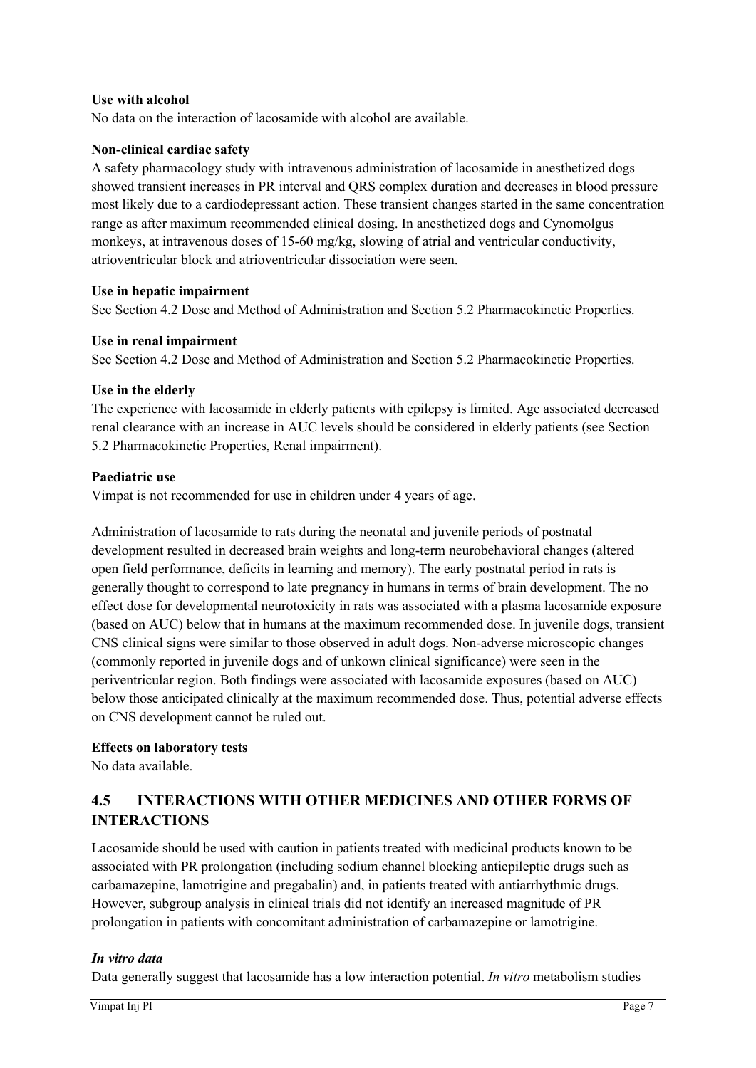**Use with alcohol**

No data on the interaction of lacosamide with alcohol are available.

**Non-clinical cardiac safety**

A safety pharmacology study with intravenous administration of lacosamide in anesthetized dogs showed transient increases in PR interval and QRS complex duration and decreases in blood pressure most likely due to a cardiodepressant action. These transient changes started in the same concentration range as after maximum recommended clinical dosing. In anesthetized dogs and Cynomolgus monkeys, at intravenous doses of 15-60 mg/kg, slowing of atrial and ventricular conductivity, atrioventricular block and atrioventricular dissociation were seen.

**Use in hepatic impairment**

See Section 4.2 Dose and Method of Administration and Section 5.2 Pharmacokinetic Properties.

**Use in renal impairment**

See Section 4.2 Dose and Method of Administration and Section 5.2 Pharmacokinetic Properties.

**Use in the elderly**

The experience with lacosamide in elderly patients with epilepsy is limited. Age associated decreased renal clearance with an increase in AUC levels should be considered in elderly patients (see Section 5.2 Pharmacokinetic Properties, Renal impairment).

**Paediatric use**

Vimpat is not recommended for use in children under 4 years of age.

Administration of lacosamide to rats during the neonatal and juvenile periods of postnatal development resulted in decreased brain weights and long-term neurobehavioral changes (altered open field performance, deficits in learning and memory). The early postnatal period in rats is generally thought to correspond to late pregnancy in humans in terms of brain development. The no effect dose for developmental neurotoxicity in rats was associated with a plasma lacosamide exposure (based on AUC) below that in humans at the maximum recommended dose. In juvenile dogs, transient CNS clinical signs were similar to those observed in adult dogs. Non-adverse microscopic changes (commonly reported in juvenile dogs and of unkown clinical significance) were seen in the periventricular region. Both findings were associated with lacosamide exposures (based on AUC) below those anticipated clinically at the maximum recommended dose. Thus, potential adverse effects on CNS development cannot be ruled out.

**Effects on laboratory tests**

No data available.

## 4.5 INTERACTIONS WITH OTHER MEDICINES AND OTHER FORMS OF INTERACTIONS

Lacosamide should be used with caution in patients treated with medicinal products known to be associated with PR prolongation (including sodium channel blocking antiepileptic drugs such as carbamazepine, lamotrigine and pregabalin) and, in patients treated with antiarrhythmic drugs. However, subgroup analysis in clinical trials did not identify an increased magnitude of PR prolongation in patients with concomitant administration of carbamazepine or lamotrigine.

***In vitro data***

Data generally suggest that lacosamide has a low interaction potential. *In vitro* metabolism studies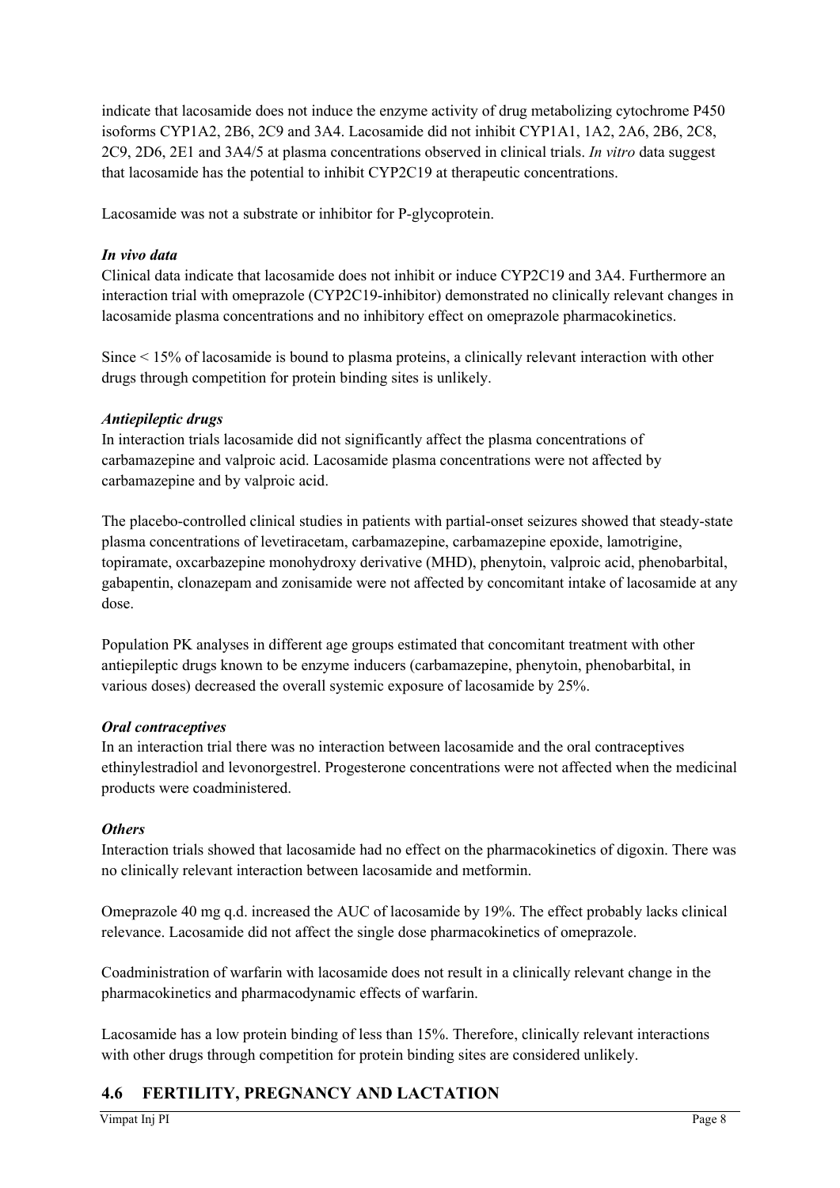indicate that lacosamide does not induce the enzyme activity of drug metabolizing cytochrome P450 isoforms CYP1A2, 2B6, 2C9 and 3A4. Lacosamide did not inhibit CYP1A1, 1A2, 2A6, 2B6, 2C8, 2C9, 2D6, 2E1 and 3A4/5 at plasma concentrations observed in clinical trials. *In vitro* data suggest that lacosamide has the potential to inhibit CYP2C19 at therapeutic concentrations.

Lacosamide was not a substrate or inhibitor for P-glycoprotein.

***In vivo data***

Clinical data indicate that lacosamide does not inhibit or induce CYP2C19 and 3A4. Furthermore an interaction trial with omeprazole (CYP2C19-inhibitor) demonstrated no clinically relevant changes in lacosamide plasma concentrations and no inhibitory effect on omeprazole pharmacokinetics.

Since < 15% of lacosamide is bound to plasma proteins, a clinically relevant interaction with other drugs through competition for protein binding sites is unlikely.

***Antiepileptic drugs***

In interaction trials lacosamide did not significantly affect the plasma concentrations of carbamazepine and valproic acid. Lacosamide plasma concentrations were not affected by carbamazepine and by valproic acid.

The placebo-controlled clinical studies in patients with partial-onset seizures showed that steady-state plasma concentrations of levetiracetam, carbamazepine, carbamazepine epoxide, lamotrigine, topiramate, oxcarbazepine monohydroxy derivative (MHD), phenytoin, valproic acid, phenobarbital, gabapentin, clonazepam and zonisamide were not affected by concomitant intake of lacosamide at any dose.

Population PK analyses in different age groups estimated that concomitant treatment with other antiepileptic drugs known to be enzyme inducers (carbamazepine, phenytoin, phenobarbital, in various doses) decreased the overall systemic exposure of lacosamide by 25%.

***Oral contraceptives***

In an interaction trial there was no interaction between lacosamide and the oral contraceptives ethinylestradiol and levonorgestrel. Progesterone concentrations were not affected when the medicinal products were coadministered.

***Others***

Interaction trials showed that lacosamide had no effect on the pharmacokinetics of digoxin. There was no clinically relevant interaction between lacosamide and metformin.

Omeprazole 40 mg q.d. increased the AUC of lacosamide by 19%. The effect probably lacks clinical relevance. Lacosamide did not affect the single dose pharmacokinetics of omeprazole.

Coadministration of warfarin with lacosamide does not result in a clinically relevant change in the pharmacokinetics and pharmacodynamic effects of warfarin.

Lacosamide has a low protein binding of less than 15%. Therefore, clinically relevant interactions with other drugs through competition for protein binding sites are considered unlikely.

## 4.6 FERTILITY, PREGNANCY AND LACTATION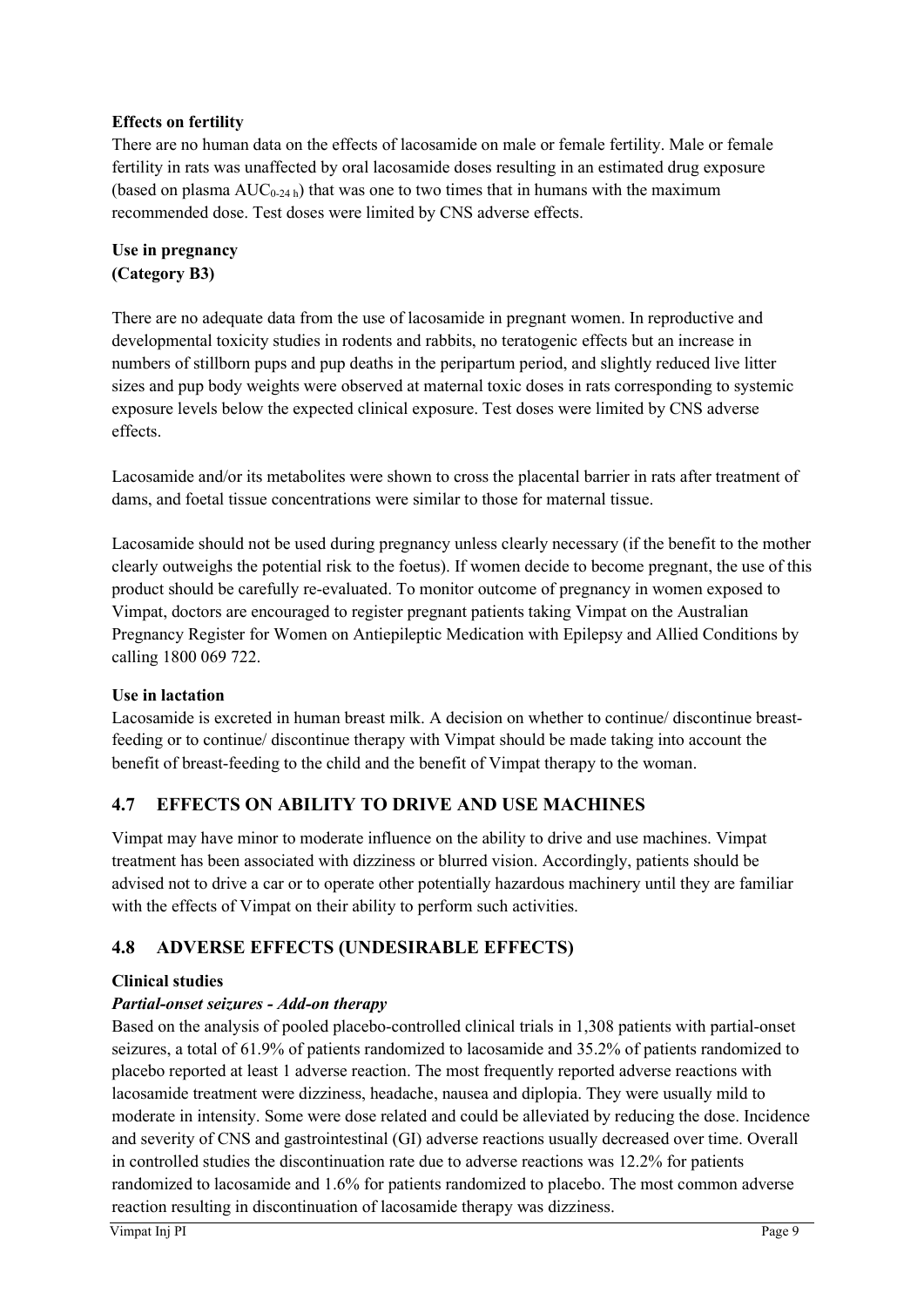**Effects on fertility**

There are no human data on the effects of lacosamide on male or female fertility. Male or female fertility in rats was unaffected by oral lacosamide doses resulting in an estimated drug exposure (based on plasma $AUC_{0\text{-}24\,h}$) that was one to two times that in humans with the maximum recommended dose. Test doses were limited by CNS adverse effects.

**Use in pregnancy**
**(Category B3)**

There are no adequate data from the use of lacosamide in pregnant women. In reproductive and developmental toxicity studies in rodents and rabbits, no teratogenic effects but an increase in numbers of stillborn pups and pup deaths in the peripartum period, and slightly reduced live litter sizes and pup body weights were observed at maternal toxic doses in rats corresponding to systemic exposure levels below the expected clinical exposure. Test doses were limited by CNS adverse effects.

Lacosamide and/or its metabolites were shown to cross the placental barrier in rats after treatment of dams, and foetal tissue concentrations were similar to those for maternal tissue.

Lacosamide should not be used during pregnancy unless clearly necessary (if the benefit to the mother clearly outweighs the potential risk to the foetus). If women decide to become pregnant, the use of this product should be carefully re-evaluated. To monitor outcome of pregnancy in women exposed to Vimpat, doctors are encouraged to register pregnant patients taking Vimpat on the Australian Pregnancy Register for Women on Antiepileptic Medication with Epilepsy and Allied Conditions by calling 1800 069 722.

**Use in lactation**

Lacosamide is excreted in human breast milk. A decision on whether to continue/ discontinue breast-feeding or to continue/ discontinue therapy with Vimpat should be made taking into account the benefit of breast-feeding to the child and the benefit of Vimpat therapy to the woman.

## 4.7 EFFECTS ON ABILITY TO DRIVE AND USE MACHINES

Vimpat may have minor to moderate influence on the ability to drive and use machines. Vimpat treatment has been associated with dizziness or blurred vision. Accordingly, patients should be advised not to drive a car or to operate other potentially hazardous machinery until they are familiar with the effects of Vimpat on their ability to perform such activities.

## 4.8 ADVERSE EFFECTS (UNDESIRABLE EFFECTS)

**Clinical studies**

***Partial-onset seizures - Add-on therapy***

Based on the analysis of pooled placebo-controlled clinical trials in 1,308 patients with partial-onset seizures, a total of 61.9% of patients randomized to lacosamide and 35.2% of patients randomized to placebo reported at least 1 adverse reaction. The most frequently reported adverse reactions with lacosamide treatment were dizziness, headache, nausea and diplopia. They were usually mild to moderate in intensity. Some were dose related and could be alleviated by reducing the dose. Incidence and severity of CNS and gastrointestinal (GI) adverse reactions usually decreased over time. Overall in controlled studies the discontinuation rate due to adverse reactions was 12.2% for patients randomized to lacosamide and 1.6% for patients randomized to placebo. The most common adverse reaction resulting in discontinuation of lacosamide therapy was dizziness.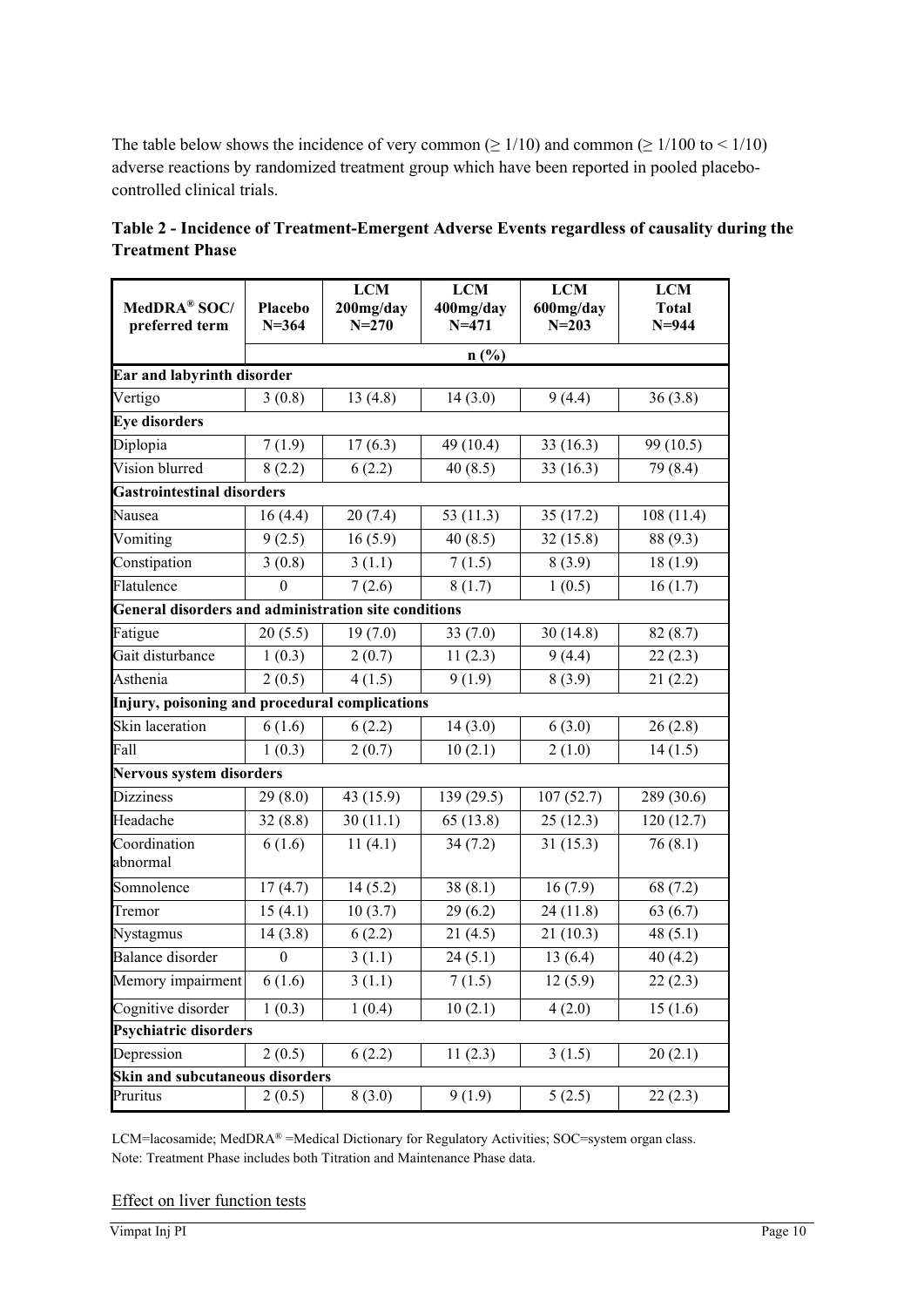The table below shows the incidence of very common (≥ 1/10) and common (≥ 1/100 to < 1/10) adverse reactions by randomized treatment group which have been reported in pooled placebo-controlled clinical trials.

**Table 2 - Incidence of Treatment-Emergent Adverse Events regardless of causality during the Treatment Phase**

| MedDRA® SOC/ preferred term | Placebo N=364 | LCM 200mg/day N=270 | LCM 400mg/day N=471 | LCM 600mg/day N=203 | LCM Total N=944 |
|---|---|---|---|---|---|
| | n (%) | | | | |
| **Ear and labyrinth disorder** | | | | | |
| Vertigo | 3 (0.8) | 13 (4.8) | 14 (3.0) | 9 (4.4) | 36 (3.8) |
| **Eye disorders** | | | | | |
| Diplopia | 7 (1.9) | 17 (6.3) | 49 (10.4) | 33 (16.3) | 99 (10.5) |
| Vision blurred | 8 (2.2) | 6 (2.2) | 40 (8.5) | 33 (16.3) | 79 (8.4) |
| **Gastrointestinal disorders** | | | | | |
| Nausea | 16 (4.4) | 20 (7.4) | 53 (11.3) | 35 (17.2) | 108 (11.4) |
| Vomiting | 9 (2.5) | 16 (5.9) | 40 (8.5) | 32 (15.8) | 88 (9.3) |
| Constipation | 3 (0.8) | 3 (1.1) | 7 (1.5) | 8 (3.9) | 18 (1.9) |
| Flatulence | 0 | 7 (2.6) | 8 (1.7) | 1 (0.5) | 16 (1.7) |
| **General disorders and administration site conditions** | | | | | |
| Fatigue | 20 (5.5) | 19 (7.0) | 33 (7.0) | 30 (14.8) | 82 (8.7) |
| Gait disturbance | 1 (0.3) | 2 (0.7) | 11 (2.3) | 9 (4.4) | 22 (2.3) |
| Asthenia | 2 (0.5) | 4 (1.5) | 9 (1.9) | 8 (3.9) | 21 (2.2) |
| **Injury, poisoning and procedural complications** | | | | | |
| Skin laceration | 6 (1.6) | 6 (2.2) | 14 (3.0) | 6 (3.0) | 26 (2.8) |
| Fall | 1 (0.3) | 2 (0.7) | 10 (2.1) | 2 (1.0) | 14 (1.5) |
| **Nervous system disorders** | | | | | |
| Dizziness | 29 (8.0) | 43 (15.9) | 139 (29.5) | 107 (52.7) | 289 (30.6) |
| Headache | 32 (8.8) | 30 (11.1) | 65 (13.8) | 25 (12.3) | 120 (12.7) |
| Coordination abnormal | 6 (1.6) | 11 (4.1) | 34 (7.2) | 31 (15.3) | 76 (8.1) |
| Somnolence | 17 (4.7) | 14 (5.2) | 38 (8.1) | 16 (7.9) | 68 (7.2) |
| Tremor | 15 (4.1) | 10 (3.7) | 29 (6.2) | 24 (11.8) | 63 (6.7) |
| Nystagmus | 14 (3.8) | 6 (2.2) | 21 (4.5) | 21 (10.3) | 48 (5.1) |
| Balance disorder | 0 | 3 (1.1) | 24 (5.1) | 13 (6.4) | 40 (4.2) |
| Memory impairment | 6 (1.6) | 3 (1.1) | 7 (1.5) | 12 (5.9) | 22 (2.3) |
| Cognitive disorder | 1 (0.3) | 1 (0.4) | 10 (2.1) | 4 (2.0) | 15 (1.6) |
| **Psychiatric disorders** | | | | | |
| Depression | 2 (0.5) | 6 (2.2) | 11 (2.3) | 3 (1.5) | 20 (2.1) |
| **Skin and subcutaneous disorders** | | | | | |
| Pruritus | 2 (0.5) | 8 (3.0) | 9 (1.9) | 5 (2.5) | 22 (2.3) |

LCM=lacosamide; MedDRA® =Medical Dictionary for Regulatory Activities; SOC=system organ class.
Note: Treatment Phase includes both Titration and Maintenance Phase data.

Effect on liver function tests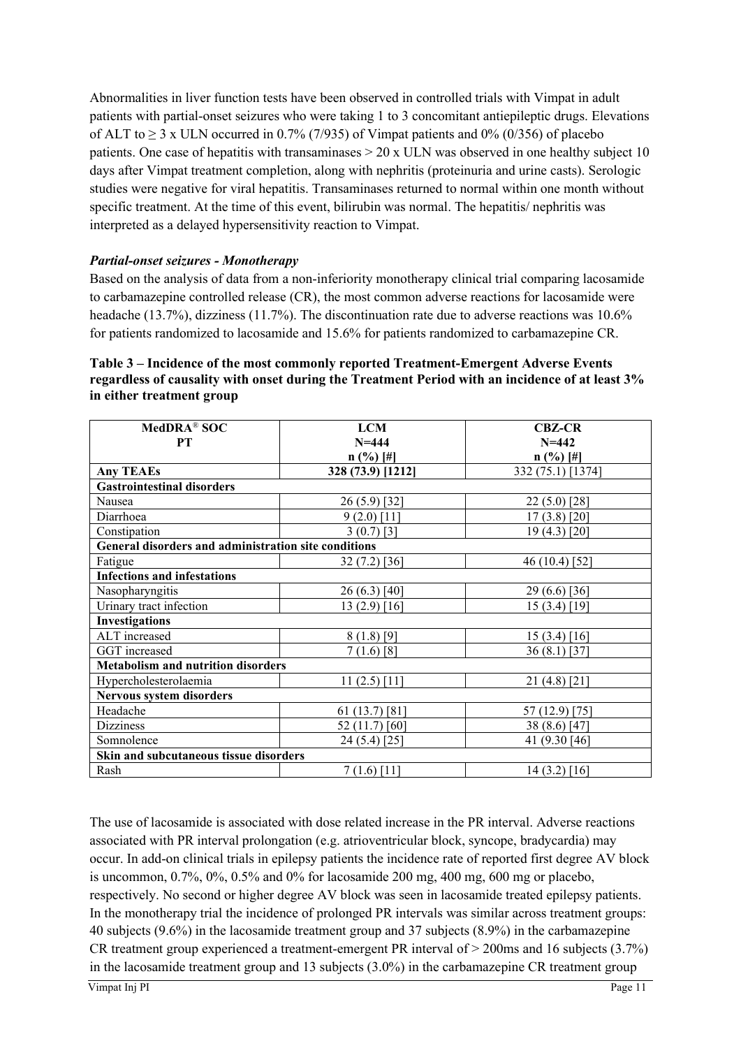Abnormalities in liver function tests have been observed in controlled trials with Vimpat in adult patients with partial-onset seizures who were taking 1 to 3 concomitant antiepileptic drugs. Elevations of ALT to ≥ 3 x ULN occurred in 0.7% (7/935) of Vimpat patients and 0% (0/356) of placebo patients. One case of hepatitis with transaminases > 20 x ULN was observed in one healthy subject 10 days after Vimpat treatment completion, along with nephritis (proteinuria and urine casts). Serologic studies were negative for viral hepatitis. Transaminases returned to normal within one month without specific treatment. At the time of this event, bilirubin was normal. The hepatitis/ nephritis was interpreted as a delayed hypersensitivity reaction to Vimpat.

### *Partial-onset seizures - Monotherapy*

Based on the analysis of data from a non-inferiority monotherapy clinical trial comparing lacosamide to carbamazepine controlled release (CR), the most common adverse reactions for lacosamide were headache (13.7%), dizziness (11.7%). The discontinuation rate due to adverse reactions was 10.6% for patients randomized to lacosamide and 15.6% for patients randomized to carbamazepine CR.

**Table 3 – Incidence of the most commonly reported Treatment-Emergent Adverse Events regardless of causality with onset during the Treatment Period with an incidence of at least 3% in either treatment group**

| MedDRA® SOC<br>PT | LCM<br>N=444<br>n (%) [#] | CBZ-CR<br>N=442<br>n (%) [#] |
|---|---|---|
| **Any TEAEs** | **328 (73.9) [1212]** | 332 (75.1) [1374] |
| **Gastrointestinal disorders** | | |
| Nausea | 26 (5.9) [32] | 22 (5.0) [28] |
| Diarrhoea | 9 (2.0) [11] | 17 (3.8) [20] |
| Constipation | 3 (0.7) [3] | 19 (4.3) [20] |
| **General disorders and administration site conditions** | | |
| Fatigue | 32 (7.2) [36] | 46 (10.4) [52] |
| **Infections and infestations** | | |
| Nasopharyngitis | 26 (6.3) [40] | 29 (6.6) [36] |
| Urinary tract infection | 13 (2.9) [16] | 15 (3.4) [19] |
| **Investigations** | | |
| ALT increased | 8 (1.8) [9] | 15 (3.4) [16] |
| GGT increased | 7 (1.6) [8] | 36 (8.1) [37] |
| **Metabolism and nutrition disorders** | | |
| Hypercholesterolaemia | 11 (2.5) [11] | 21 (4.8) [21] |
| **Nervous system disorders** | | |
| Headache | 61 (13.7) [81] | 57 (12.9) [75] |
| Dizziness | 52 (11.7) [60] | 38 (8.6) [47] |
| Somnolence | 24 (5.4) [25] | 41 (9.30 [46] |
| **Skin and subcutaneous tissue disorders** | | |
| Rash | 7 (1.6) [11] | 14 (3.2) [16] |

The use of lacosamide is associated with dose related increase in the PR interval. Adverse reactions associated with PR interval prolongation (e.g. atrioventricular block, syncope, bradycardia) may occur. In add-on clinical trials in epilepsy patients the incidence rate of reported first degree AV block is uncommon, 0.7%, 0%, 0.5% and 0% for lacosamide 200 mg, 400 mg, 600 mg or placebo, respectively. No second or higher degree AV block was seen in lacosamide treated epilepsy patients. In the monotherapy trial the incidence of prolonged PR intervals was similar across treatment groups: 40 subjects (9.6%) in the lacosamide treatment group and 37 subjects (8.9%) in the carbamazepine CR treatment group experienced a treatment-emergent PR interval of > 200ms and 16 subjects (3.7%) in the lacosamide treatment group and 13 subjects (3.0%) in the carbamazepine CR treatment group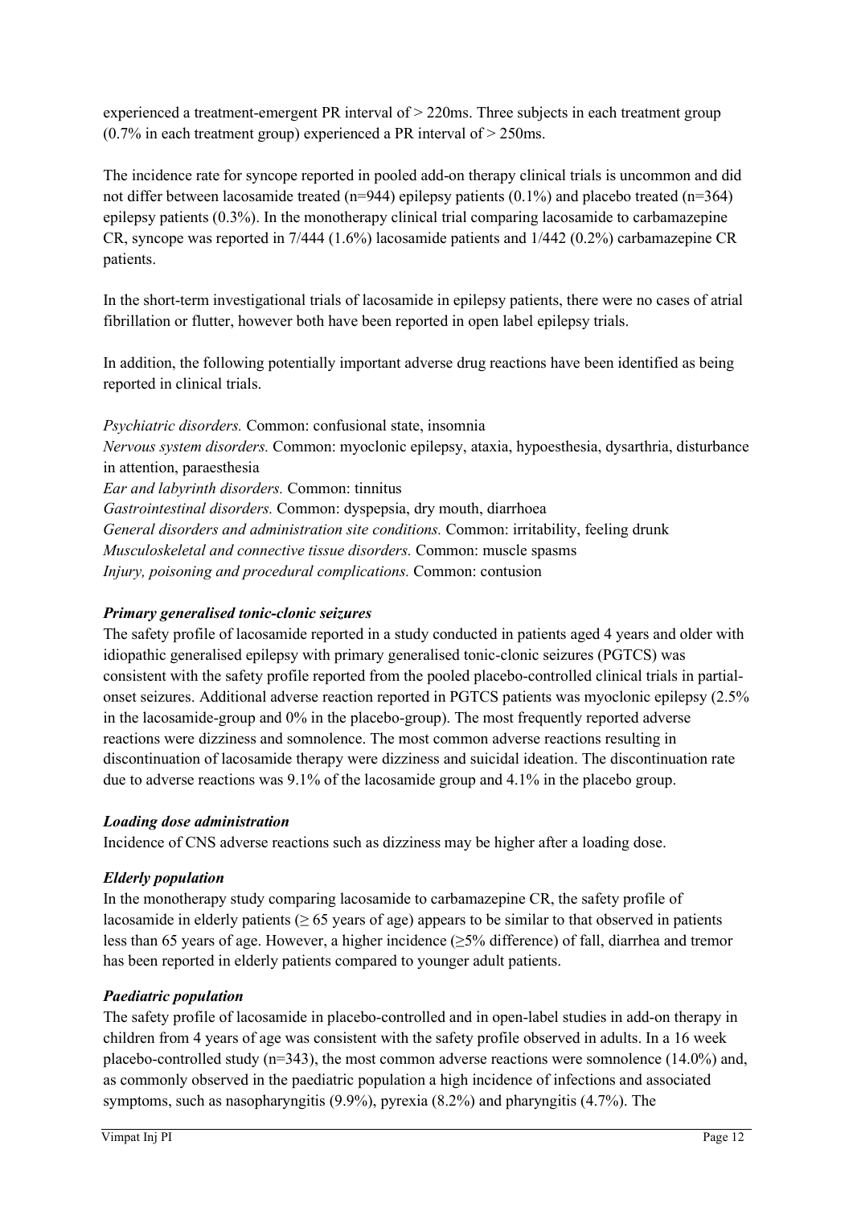experienced a treatment-emergent PR interval of > 220ms. Three subjects in each treatment group (0.7% in each treatment group) experienced a PR interval of > 250ms.

The incidence rate for syncope reported in pooled add-on therapy clinical trials is uncommon and did not differ between lacosamide treated (n=944) epilepsy patients (0.1%) and placebo treated (n=364) epilepsy patients (0.3%). In the monotherapy clinical trial comparing lacosamide to carbamazepine CR, syncope was reported in 7/444 (1.6%) lacosamide patients and 1/442 (0.2%) carbamazepine CR patients.

In the short-term investigational trials of lacosamide in epilepsy patients, there were no cases of atrial fibrillation or flutter, however both have been reported in open label epilepsy trials.

In addition, the following potentially important adverse drug reactions have been identified as being reported in clinical trials.

*Psychiatric disorders.* Common: confusional state, insomnia
*Nervous system disorders.* Common: myoclonic epilepsy, ataxia, hypoesthesia, dysarthria, disturbance in attention, paraesthesia
*Ear and labyrinth disorders.* Common: tinnitus
*Gastrointestinal disorders.* Common: dyspepsia, dry mouth, diarrhoea
*General disorders and administration site conditions.* Common: irritability, feeling drunk
*Musculoskeletal and connective tissue disorders.* Common: muscle spasms
*Injury, poisoning and procedural complications.* Common: contusion

***Primary generalised tonic-clonic seizures***

The safety profile of lacosamide reported in a study conducted in patients aged 4 years and older with idiopathic generalised epilepsy with primary generalised tonic-clonic seizures (PGTCS) was consistent with the safety profile reported from the pooled placebo-controlled clinical trials in partial-onset seizures. Additional adverse reaction reported in PGTCS patients was myoclonic epilepsy (2.5% in the lacosamide-group and 0% in the placebo-group). The most frequently reported adverse reactions were dizziness and somnolence. The most common adverse reactions resulting in discontinuation of lacosamide therapy were dizziness and suicidal ideation. The discontinuation rate due to adverse reactions was 9.1% of the lacosamide group and 4.1% in the placebo group.

***Loading dose administration***

Incidence of CNS adverse reactions such as dizziness may be higher after a loading dose.

***Elderly population***

In the monotherapy study comparing lacosamide to carbamazepine CR, the safety profile of lacosamide in elderly patients (≥ 65 years of age) appears to be similar to that observed in patients less than 65 years of age. However, a higher incidence (≥5% difference) of fall, diarrhea and tremor has been reported in elderly patients compared to younger adult patients.

***Paediatric population***

The safety profile of lacosamide in placebo-controlled and in open-label studies in add-on therapy in children from 4 years of age was consistent with the safety profile observed in adults. In a 16 week placebo-controlled study (n=343), the most common adverse reactions were somnolence (14.0%) and, as commonly observed in the paediatric population a high incidence of infections and associated symptoms, such as nasopharyngitis (9.9%), pyrexia (8.2%) and pharyngitis (4.7%). The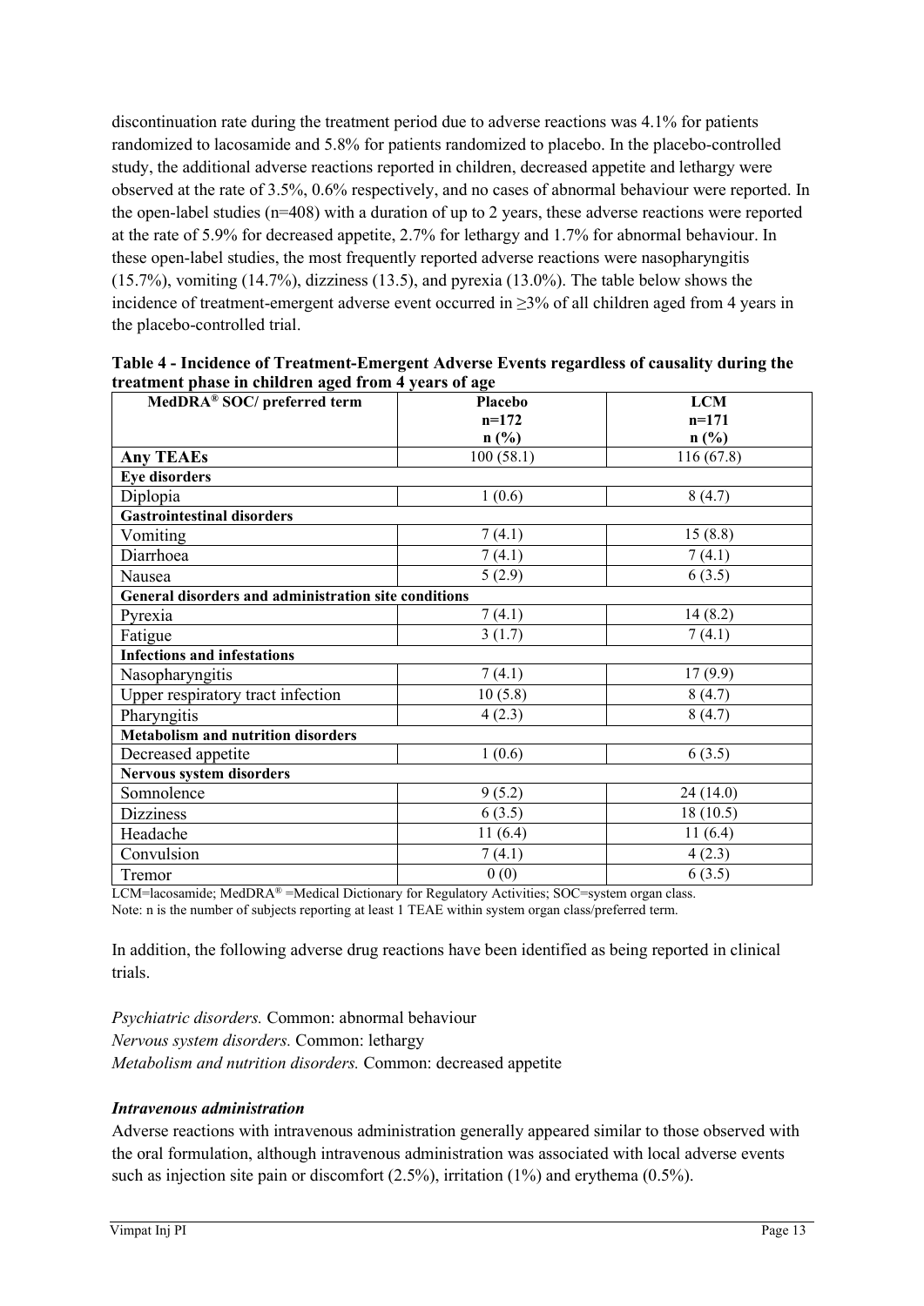discontinuation rate during the treatment period due to adverse reactions was 4.1% for patients randomized to lacosamide and 5.8% for patients randomized to placebo. In the placebo-controlled study, the additional adverse reactions reported in children, decreased appetite and lethargy were observed at the rate of 3.5%, 0.6% respectively, and no cases of abnormal behaviour were reported. In the open-label studies (n=408) with a duration of up to 2 years, these adverse reactions were reported at the rate of 5.9% for decreased appetite, 2.7% for lethargy and 1.7% for abnormal behaviour. In these open-label studies, the most frequently reported adverse reactions were nasopharyngitis (15.7%), vomiting (14.7%), dizziness (13.5), and pyrexia (13.0%). The table below shows the incidence of treatment-emergent adverse event occurred in ≥3% of all children aged from 4 years in the placebo-controlled trial.

**Table 4 - Incidence of Treatment-Emergent Adverse Events regardless of causality during the treatment phase in children aged from 4 years of age**

| MedDRA® SOC/ preferred term | Placebo n=172 n (%) | LCM n=171 n (%) |
|---|---|---|
| **Any TEAEs** | 100 (58.1) | 116 (67.8) |
| **Eye disorders** | | |
| Diplopia | 1 (0.6) | 8 (4.7) |
| **Gastrointestinal disorders** | | |
| Vomiting | 7 (4.1) | 15 (8.8) |
| Diarrhoea | 7 (4.1) | 7 (4.1) |
| Nausea | 5 (2.9) | 6 (3.5) |
| **General disorders and administration site conditions** | | |
| Pyrexia | 7 (4.1) | 14 (8.2) |
| Fatigue | 3 (1.7) | 7 (4.1) |
| **Infections and infestations** | | |
| Nasopharyngitis | 7 (4.1) | 17 (9.9) |
| Upper respiratory tract infection | 10 (5.8) | 8 (4.7) |
| Pharyngitis | 4 (2.3) | 8 (4.7) |
| **Metabolism and nutrition disorders** | | |
| Decreased appetite | 1 (0.6) | 6 (3.5) |
| **Nervous system disorders** | | |
| Somnolence | 9 (5.2) | 24 (14.0) |
| Dizziness | 6 (3.5) | 18 (10.5) |
| Headache | 11 (6.4) | 11 (6.4) |
| Convulsion | 7 (4.1) | 4 (2.3) |
| Tremor | 0 (0) | 6 (3.5) |

LCM=lacosamide; MedDRA® =Medical Dictionary for Regulatory Activities; SOC=system organ class.
Note: n is the number of subjects reporting at least 1 TEAE within system organ class/preferred term.

In addition, the following adverse drug reactions have been identified as being reported in clinical trials.

*Psychiatric disorders.* Common: abnormal behaviour
*Nervous system disorders.* Common: lethargy
*Metabolism and nutrition disorders.* Common: decreased appetite

### *Intravenous administration*

Adverse reactions with intravenous administration generally appeared similar to those observed with the oral formulation, although intravenous administration was associated with local adverse events such as injection site pain or discomfort (2.5%), irritation (1%) and erythema (0.5%).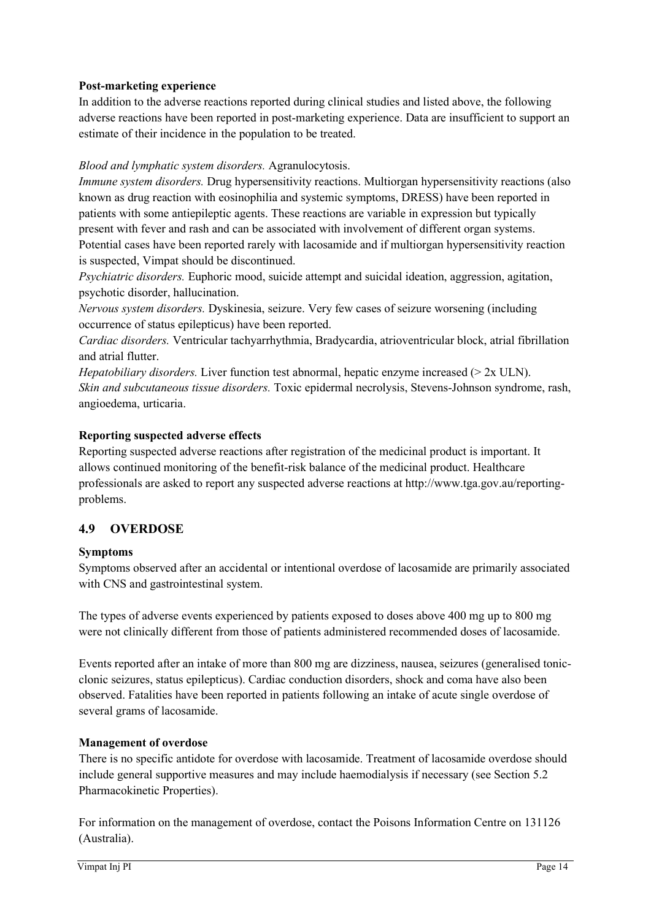**Post-marketing experience**

In addition to the adverse reactions reported during clinical studies and listed above, the following adverse reactions have been reported in post-marketing experience. Data are insufficient to support an estimate of their incidence in the population to be treated.

*Blood and lymphatic system disorders.* Agranulocytosis.

*Immune system disorders.* Drug hypersensitivity reactions. Multiorgan hypersensitivity reactions (also known as drug reaction with eosinophilia and systemic symptoms, DRESS) have been reported in patients with some antiepileptic agents. These reactions are variable in expression but typically present with fever and rash and can be associated with involvement of different organ systems. Potential cases have been reported rarely with lacosamide and if multiorgan hypersensitivity reaction is suspected, Vimpat should be discontinued.

*Psychiatric disorders.* Euphoric mood, suicide attempt and suicidal ideation, aggression, agitation, psychotic disorder, hallucination.

*Nervous system disorders.* Dyskinesia, seizure. Very few cases of seizure worsening (including occurrence of status epilepticus) have been reported.

*Cardiac disorders.* Ventricular tachyarrhythmia, Bradycardia, atrioventricular block, atrial fibrillation and atrial flutter.

*Hepatobiliary disorders.* Liver function test abnormal, hepatic enzyme increased (> 2x ULN).

*Skin and subcutaneous tissue disorders.* Toxic epidermal necrolysis, Stevens-Johnson syndrome, rash, angioedema, urticaria.

**Reporting suspected adverse effects**

Reporting suspected adverse reactions after registration of the medicinal product is important. It allows continued monitoring of the benefit-risk balance of the medicinal product. Healthcare professionals are asked to report any suspected adverse reactions at http://www.tga.gov.au/reporting-problems.

## 4.9 OVERDOSE

**Symptoms**

Symptoms observed after an accidental or intentional overdose of lacosamide are primarily associated with CNS and gastrointestinal system.

The types of adverse events experienced by patients exposed to doses above 400 mg up to 800 mg were not clinically different from those of patients administered recommended doses of lacosamide.

Events reported after an intake of more than 800 mg are dizziness, nausea, seizures (generalised tonic-clonic seizures, status epilepticus). Cardiac conduction disorders, shock and coma have also been observed. Fatalities have been reported in patients following an intake of acute single overdose of several grams of lacosamide.

**Management of overdose**

There is no specific antidote for overdose with lacosamide. Treatment of lacosamide overdose should include general supportive measures and may include haemodialysis if necessary (see Section 5.2 Pharmacokinetic Properties).

For information on the management of overdose, contact the Poisons Information Centre on 131126 (Australia).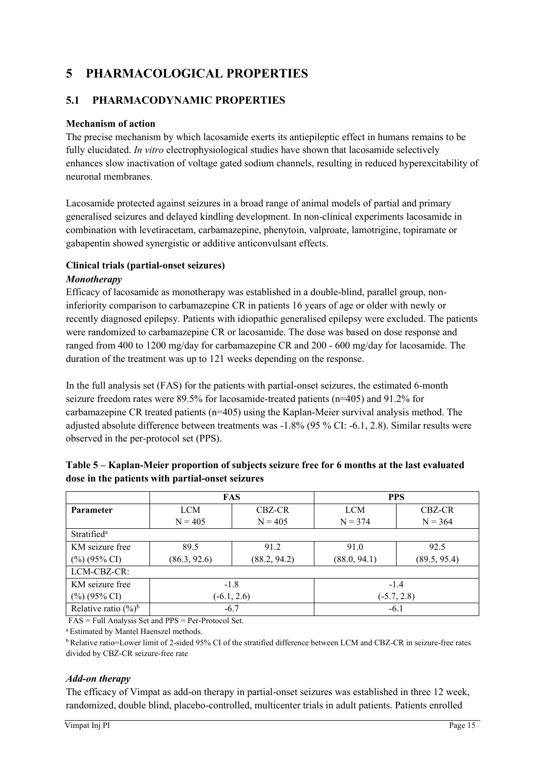# 5 PHARMACOLOGICAL PROPERTIES

## 5.1 PHARMACODYNAMIC PROPERTIES

**Mechanism of action**

The precise mechanism by which lacosamide exerts its antiepileptic effect in humans remains to be fully elucidated. *In vitro* electrophysiological studies have shown that lacosamide selectively enhances slow inactivation of voltage gated sodium channels, resulting in reduced hyperexcitability of neuronal membranes.

Lacosamide protected against seizures in a broad range of animal models of partial and primary generalised seizures and delayed kindling development. In non-clinical experiments lacosamide in combination with levetiracetam, carbamazepine, phenytoin, valproate, lamotrigine, topiramate or gabapentin showed synergistic or additive anticonvulsant effects.

**Clinical trials (partial-onset seizures)**

***Monotherapy***

Efficacy of lacosamide as monotherapy was established in a double-blind, parallel group, non-inferiority comparison to carbamazepine CR in patients 16 years of age or older with newly or recently diagnosed epilepsy. Patients with idiopathic generalised epilepsy were excluded. The patients were randomized to carbamazepine CR or lacosamide. The dose was based on dose response and ranged from 400 to 1200 mg/day for carbamazepine CR and 200 - 600 mg/day for lacosamide. The duration of the treatment was up to 121 weeks depending on the response.

In the full analysis set (FAS) for the patients with partial-onset seizures, the estimated 6-month seizure freedom rates were 89.5% for lacosamide-treated patients (n=405) and 91.2% for carbamazepine CR treated patients (n=405) using the Kaplan-Meier survival analysis method. The adjusted absolute difference between treatments was -1.8% (95 % CI: -6.1, 2.8). Similar results were observed in the per-protocol set (PPS).

**Table 5 – Kaplan-Meier proportion of subjects seizure free for 6 months at the last evaluated dose in the patients with partial-onset seizures**

| | FAS | | PPS | |
|---|---|---|---|---|
| **Parameter** | LCM<br>N = 405 | CBZ-CR<br>N = 405 | LCM<br>N = 374 | CBZ-CR<br>N = 364 |
| Stratified[a] | | | | |
| KM seizure free (%) (95% CI) | 89.5<br>(86.3, 92.6) | 91.2<br>(88.2, 94.2) | 91.0<br>(88.0, 94.1) | 92.5<br>(89.5, 95.4) |
| LCM-CBZ-CR: | | | | |
| KM seizure free (%) (95% CI) | -1.8<br>(-6.1, 2.6) | | -1.4<br>(-5.7, 2.8) | |
| Relative ratio (%)[b] | -6.7 | | -6.1 | |

FAS = Full Analysis Set and PPS = Per-Protocol Set.

[a] Estimated by Mantel Haenszel methods.

[b] Relative ratio=Lower limit of 2-sided 95% CI of the stratified difference between LCM and CBZ-CR in seizure-free rates divided by CBZ-CR seizure-free rate

***Add-on therapy***

The efficacy of Vimpat as add-on therapy in partial-onset seizures was established in three 12 week, randomized, double blind, placebo-controlled, multicenter trials in adult patients. Patients enrolled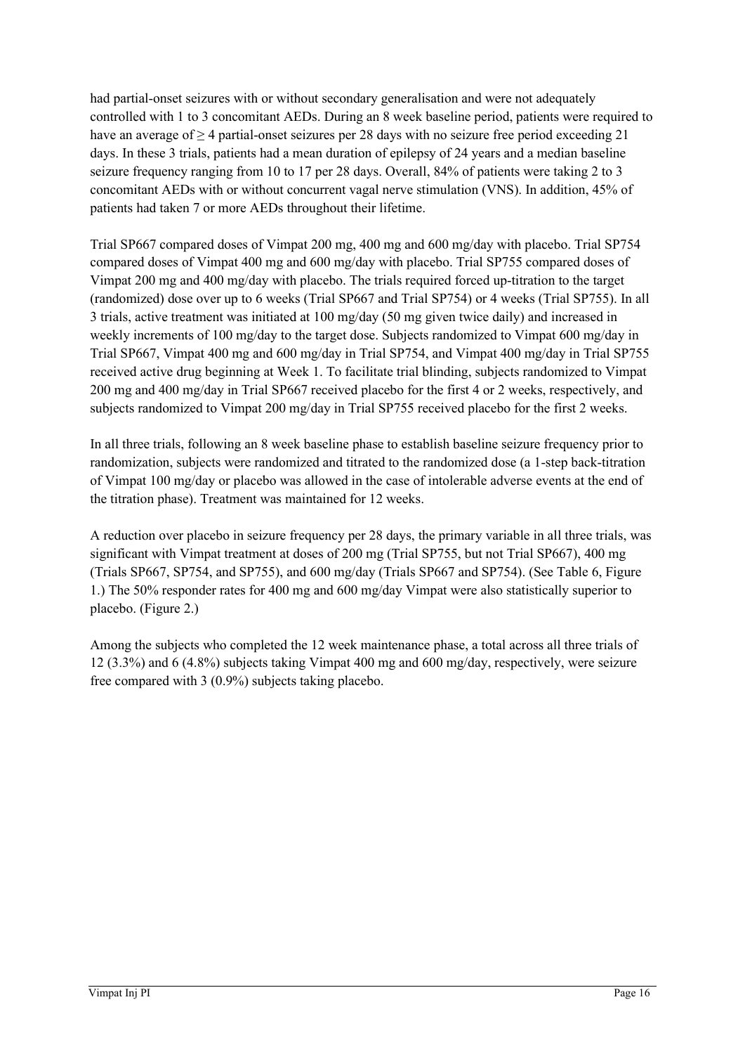had partial-onset seizures with or without secondary generalisation and were not adequately controlled with 1 to 3 concomitant AEDs. During an 8 week baseline period, patients were required to have an average of ≥ 4 partial-onset seizures per 28 days with no seizure free period exceeding 21 days. In these 3 trials, patients had a mean duration of epilepsy of 24 years and a median baseline seizure frequency ranging from 10 to 17 per 28 days. Overall, 84% of patients were taking 2 to 3 concomitant AEDs with or without concurrent vagal nerve stimulation (VNS). In addition, 45% of patients had taken 7 or more AEDs throughout their lifetime.

Trial SP667 compared doses of Vimpat 200 mg, 400 mg and 600 mg/day with placebo. Trial SP754 compared doses of Vimpat 400 mg and 600 mg/day with placebo. Trial SP755 compared doses of Vimpat 200 mg and 400 mg/day with placebo. The trials required forced up-titration to the target (randomized) dose over up to 6 weeks (Trial SP667 and Trial SP754) or 4 weeks (Trial SP755). In all 3 trials, active treatment was initiated at 100 mg/day (50 mg given twice daily) and increased in weekly increments of 100 mg/day to the target dose. Subjects randomized to Vimpat 600 mg/day in Trial SP667, Vimpat 400 mg and 600 mg/day in Trial SP754, and Vimpat 400 mg/day in Trial SP755 received active drug beginning at Week 1. To facilitate trial blinding, subjects randomized to Vimpat 200 mg and 400 mg/day in Trial SP667 received placebo for the first 4 or 2 weeks, respectively, and subjects randomized to Vimpat 200 mg/day in Trial SP755 received placebo for the first 2 weeks.

In all three trials, following an 8 week baseline phase to establish baseline seizure frequency prior to randomization, subjects were randomized and titrated to the randomized dose (a 1-step back-titration of Vimpat 100 mg/day or placebo was allowed in the case of intolerable adverse events at the end of the titration phase). Treatment was maintained for 12 weeks.

A reduction over placebo in seizure frequency per 28 days, the primary variable in all three trials, was significant with Vimpat treatment at doses of 200 mg (Trial SP755, but not Trial SP667), 400 mg (Trials SP667, SP754, and SP755), and 600 mg/day (Trials SP667 and SP754). (See Table 6, Figure 1.) The 50% responder rates for 400 mg and 600 mg/day Vimpat were also statistically superior to placebo. (Figure 2.)

Among the subjects who completed the 12 week maintenance phase, a total across all three trials of 12 (3.3%) and 6 (4.8%) subjects taking Vimpat 400 mg and 600 mg/day, respectively, were seizure free compared with 3 (0.9%) subjects taking placebo.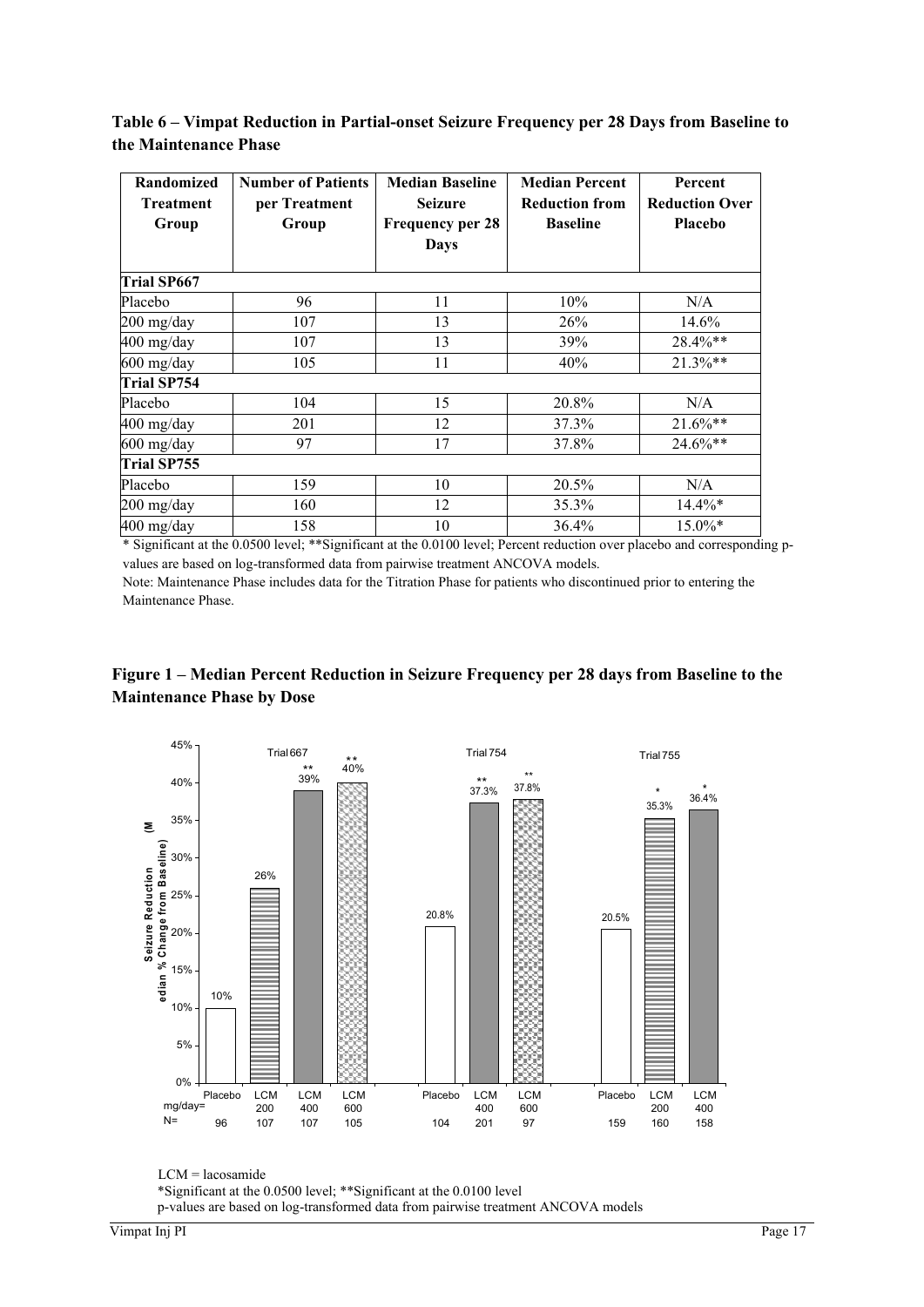**Table 6 – Vimpat Reduction in Partial-onset Seizure Frequency per 28 Days from Baseline to the Maintenance Phase**

| Randomized Treatment Group | Number of Patients per Treatment Group | Median Baseline Seizure Frequency per 28 Days | Median Percent Reduction from Baseline | Percent Reduction Over Placebo |
|---|---|---|---|---|
| **Trial SP667** | | | | |
| Placebo | 96 | 11 | 10% | N/A |
| 200 mg/day | 107 | 13 | 26% | 14.6% |
| 400 mg/day | 107 | 13 | 39% | 28.4%** |
| 600 mg/day | 105 | 11 | 40% | 21.3%** |
| **Trial SP754** | | | | |
| Placebo | 104 | 15 | 20.8% | N/A |
| 400 mg/day | 201 | 12 | 37.3% | 21.6%** |
| 600 mg/day | 97 | 17 | 37.8% | 24.6%** |
| **Trial SP755** | | | | |
| Placebo | 159 | 10 | 20.5% | N/A |
| 200 mg/day | 160 | 12 | 35.3% | 14.4%* |
| 400 mg/day | 158 | 10 | 36.4% | 15.0%* |

* Significant at the 0.0500 level; **Significant at the 0.0100 level; Percent reduction over placebo and corresponding p-values are based on log-transformed data from pairwise treatment ANCOVA models.

Note: Maintenance Phase includes data for the Titration Phase for patients who discontinued prior to entering the Maintenance Phase.

**Figure 1 – Median Percent Reduction in Seizure Frequency per 28 days from Baseline to the Maintenance Phase by Dose**

LCM = lacosamide

*Significant at the 0.0500 level; **Significant at the 0.0100 level

p-values are based on log-transformed data from pairwise treatment ANCOVA models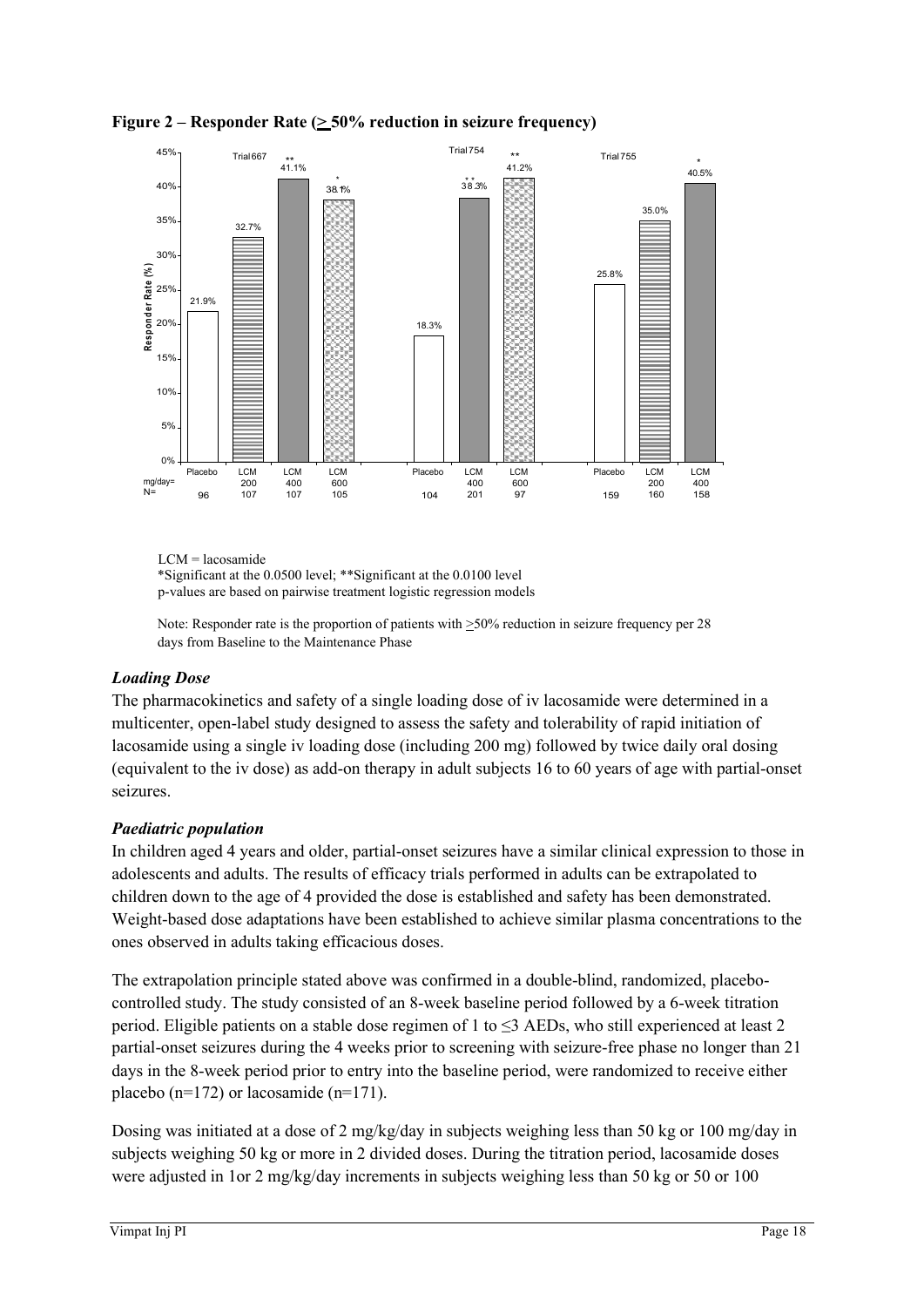**Figure 2 – Responder Rate (≥ 50% reduction in seizure frequency)**

| | Trial 667 | | | | Trial 754 | | | Trial 755 | | |
|---|---|---|---|---|---|---|---|---|---|---|
| | Placebo | LCM | LCM | LCM | Placebo | LCM | LCM | Placebo | LCM | LCM |
| mg/day= | | 200 | 400 | 600 | | 400 | 600 | | 200 | 400 |
| N= | 96 | 107 | 107 | 105 | 104 | 201 | 97 | 159 | 160 | 158 |
| Responder Rate (%) | 21.9% | 32.7% | 41.1%** | 38.1%* | 18.3% | 38.3%** | 41.2%** | 25.8% | 35.0% | 40.5%* |

LCM = lacosamide
*Significant at the 0.0500 level; **Significant at the 0.0100 level
p-values are based on pairwise treatment logistic regression models

Note: Responder rate is the proportion of patients with ≥50% reduction in seizure frequency per 28 days from Baseline to the Maintenance Phase

### *Loading Dose*

The pharmacokinetics and safety of a single loading dose of iv lacosamide were determined in a multicenter, open-label study designed to assess the safety and tolerability of rapid initiation of lacosamide using a single iv loading dose (including 200 mg) followed by twice daily oral dosing (equivalent to the iv dose) as add-on therapy in adult subjects 16 to 60 years of age with partial-onset seizures.

### *Paediatric population*

In children aged 4 years and older, partial-onset seizures have a similar clinical expression to those in adolescents and adults. The results of efficacy trials performed in adults can be extrapolated to children down to the age of 4 provided the dose is established and safety has been demonstrated. Weight-based dose adaptations have been established to achieve similar plasma concentrations to the ones observed in adults taking efficacious doses.

The extrapolation principle stated above was confirmed in a double-blind, randomized, placebo-controlled study. The study consisted of an 8-week baseline period followed by a 6-week titration period. Eligible patients on a stable dose regimen of 1 to ≤3 AEDs, who still experienced at least 2 partial-onset seizures during the 4 weeks prior to screening with seizure-free phase no longer than 21 days in the 8-week period prior to entry into the baseline period, were randomized to receive either placebo (n=172) or lacosamide (n=171).

Dosing was initiated at a dose of 2 mg/kg/day in subjects weighing less than 50 kg or 100 mg/day in subjects weighing 50 kg or more in 2 divided doses. During the titration period, lacosamide doses were adjusted in 1or 2 mg/kg/day increments in subjects weighing less than 50 kg or 50 or 100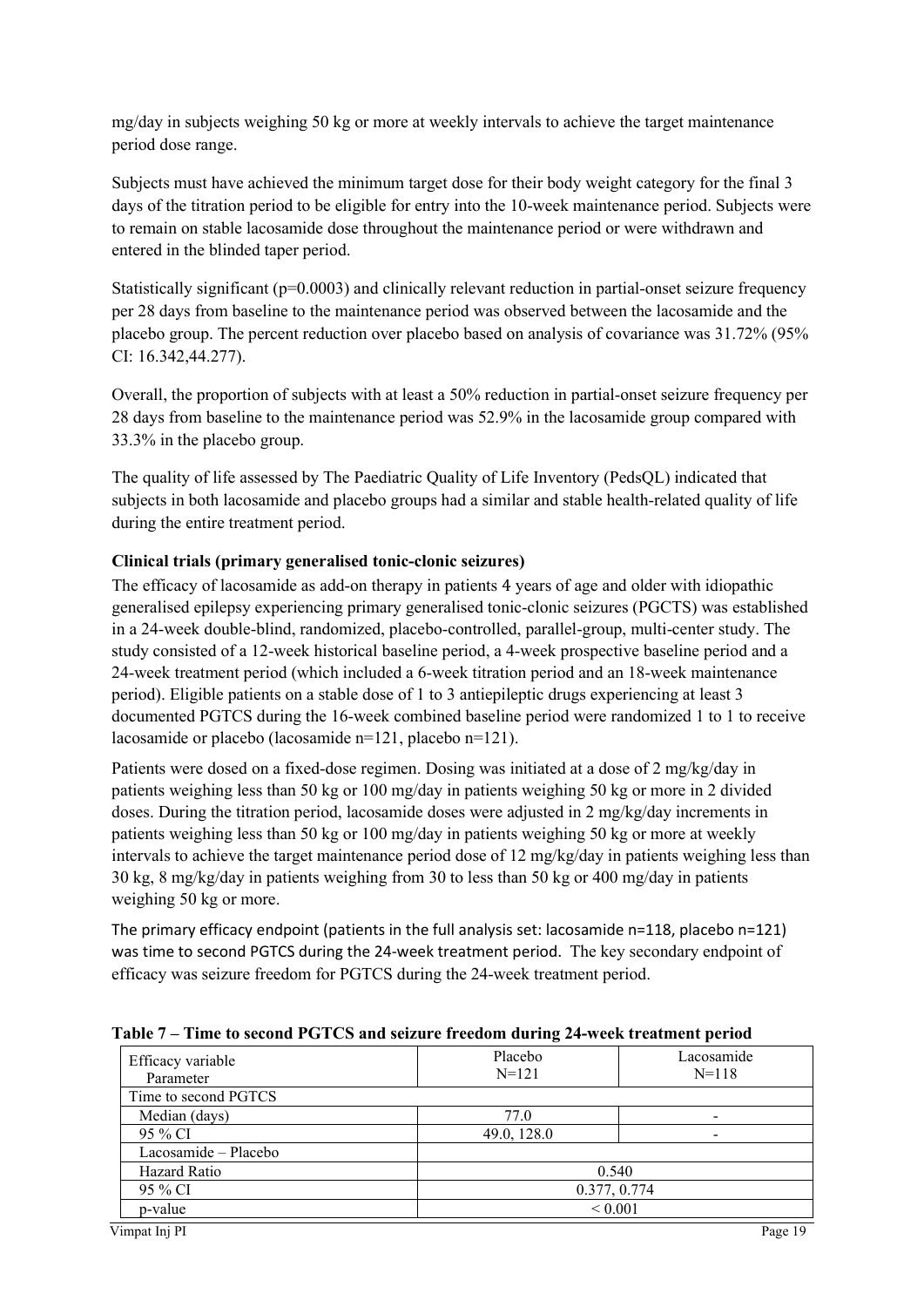mg/day in subjects weighing 50 kg or more at weekly intervals to achieve the target maintenance period dose range.

Subjects must have achieved the minimum target dose for their body weight category for the final 3 days of the titration period to be eligible for entry into the 10-week maintenance period. Subjects were to remain on stable lacosamide dose throughout the maintenance period or were withdrawn and entered in the blinded taper period.

Statistically significant (p=0.0003) and clinically relevant reduction in partial-onset seizure frequency per 28 days from baseline to the maintenance period was observed between the lacosamide and the placebo group. The percent reduction over placebo based on analysis of covariance was 31.72% (95% CI: 16.342,44.277).

Overall, the proportion of subjects with at least a 50% reduction in partial-onset seizure frequency per 28 days from baseline to the maintenance period was 52.9% in the lacosamide group compared with 33.3% in the placebo group.

The quality of life assessed by The Paediatric Quality of Life Inventory (PedsQL) indicated that subjects in both lacosamide and placebo groups had a similar and stable health-related quality of life during the entire treatment period.

**Clinical trials (primary generalised tonic-clonic seizures)**

The efficacy of lacosamide as add-on therapy in patients 4 years of age and older with idiopathic generalised epilepsy experiencing primary generalised tonic-clonic seizures (PGCTS) was established in a 24-week double-blind, randomized, placebo-controlled, parallel-group, multi-center study. The study consisted of a 12-week historical baseline period, a 4-week prospective baseline period and a 24-week treatment period (which included a 6-week titration period and an 18-week maintenance period). Eligible patients on a stable dose of 1 to 3 antiepileptic drugs experiencing at least 3 documented PGTCS during the 16-week combined baseline period were randomized 1 to 1 to receive lacosamide or placebo (lacosamide n=121, placebo n=121).

Patients were dosed on a fixed-dose regimen. Dosing was initiated at a dose of 2 mg/kg/day in patients weighing less than 50 kg or 100 mg/day in patients weighing 50 kg or more in 2 divided doses. During the titration period, lacosamide doses were adjusted in 2 mg/kg/day increments in patients weighing less than 50 kg or 100 mg/day in patients weighing 50 kg or more at weekly intervals to achieve the target maintenance period dose of 12 mg/kg/day in patients weighing less than 30 kg, 8 mg/kg/day in patients weighing from 30 to less than 50 kg or 400 mg/day in patients weighing 50 kg or more.

The primary efficacy endpoint (patients in the full analysis set: lacosamide n=118, placebo n=121) was time to second PGTCS during the 24-week treatment period. The key secondary endpoint of efficacy was seizure freedom for PGTCS during the 24-week treatment period.

**Table 7 – Time to second PGTCS and seizure freedom during 24-week treatment period**

| Efficacy variable<br>Parameter | Placebo<br>N=121 | Lacosamide<br>N=118 |
|---|---|---|
| Time to second PGTCS | | |
| Median (days) | 77.0 | - |
| 95 % CI | 49.0, 128.0 | - |
| Lacosamide – Placebo | | |
| Hazard Ratio | 0.540 | |
| 95 % CI | 0.377, 0.774 | |
| p-value | < 0.001 | |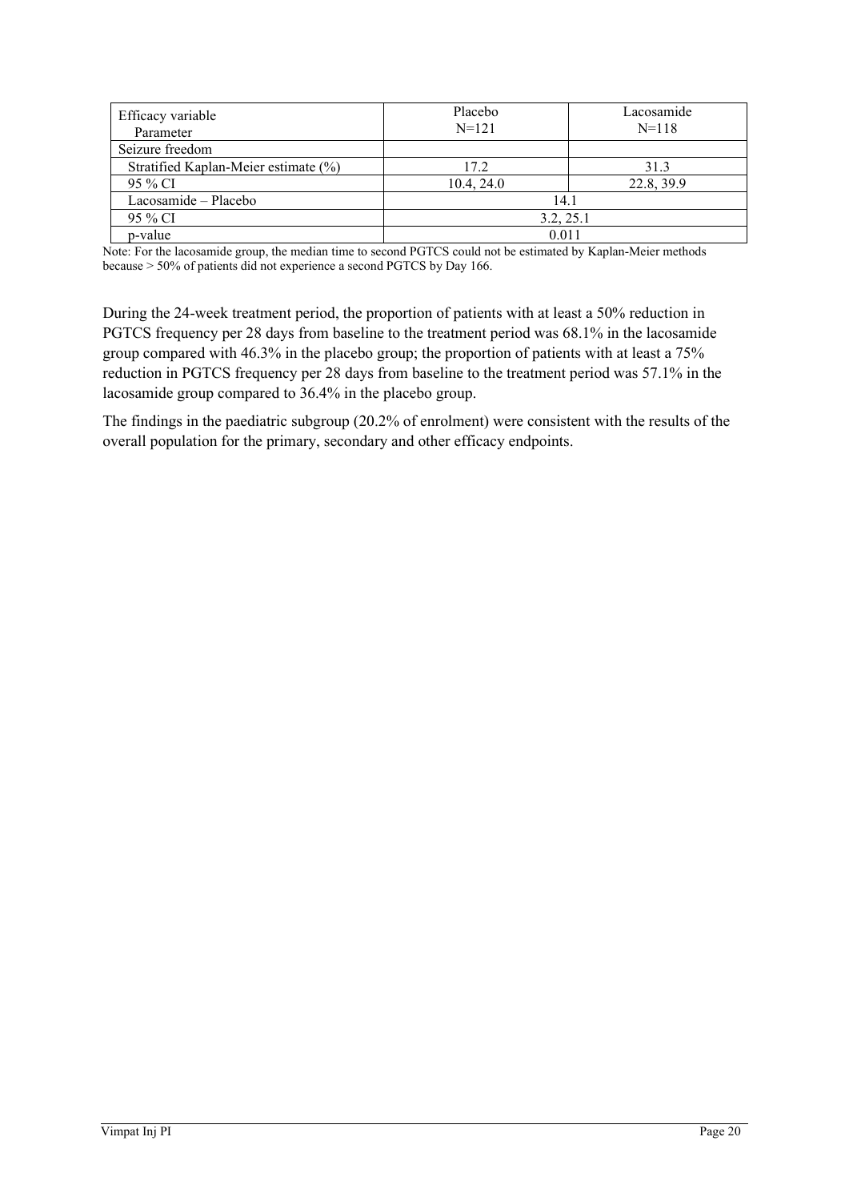| Efficacy variable<br>Parameter | Placebo<br>N=121 | Lacosamide<br>N=118 |
|---|---|---|
| Seizure freedom | | |
| Stratified Kaplan-Meier estimate (%) | 17.2 | 31.3 |
| 95 % CI | 10.4, 24.0 | 22.8, 39.9 |
| Lacosamide – Placebo | 14.1 | |
| 95 % CI | 3.2, 25.1 | |
| p-value | 0.011 | |

Note: For the lacosamide group, the median time to second PGTCS could not be estimated by Kaplan-Meier methods because > 50% of patients did not experience a second PGTCS by Day 166.

During the 24-week treatment period, the proportion of patients with at least a 50% reduction in PGTCS frequency per 28 days from baseline to the treatment period was 68.1% in the lacosamide group compared with 46.3% in the placebo group; the proportion of patients with at least a 75% reduction in PGTCS frequency per 28 days from baseline to the treatment period was 57.1% in the lacosamide group compared to 36.4% in the placebo group.

The findings in the paediatric subgroup (20.2% of enrolment) were consistent with the results of the overall population for the primary, secondary and other efficacy endpoints.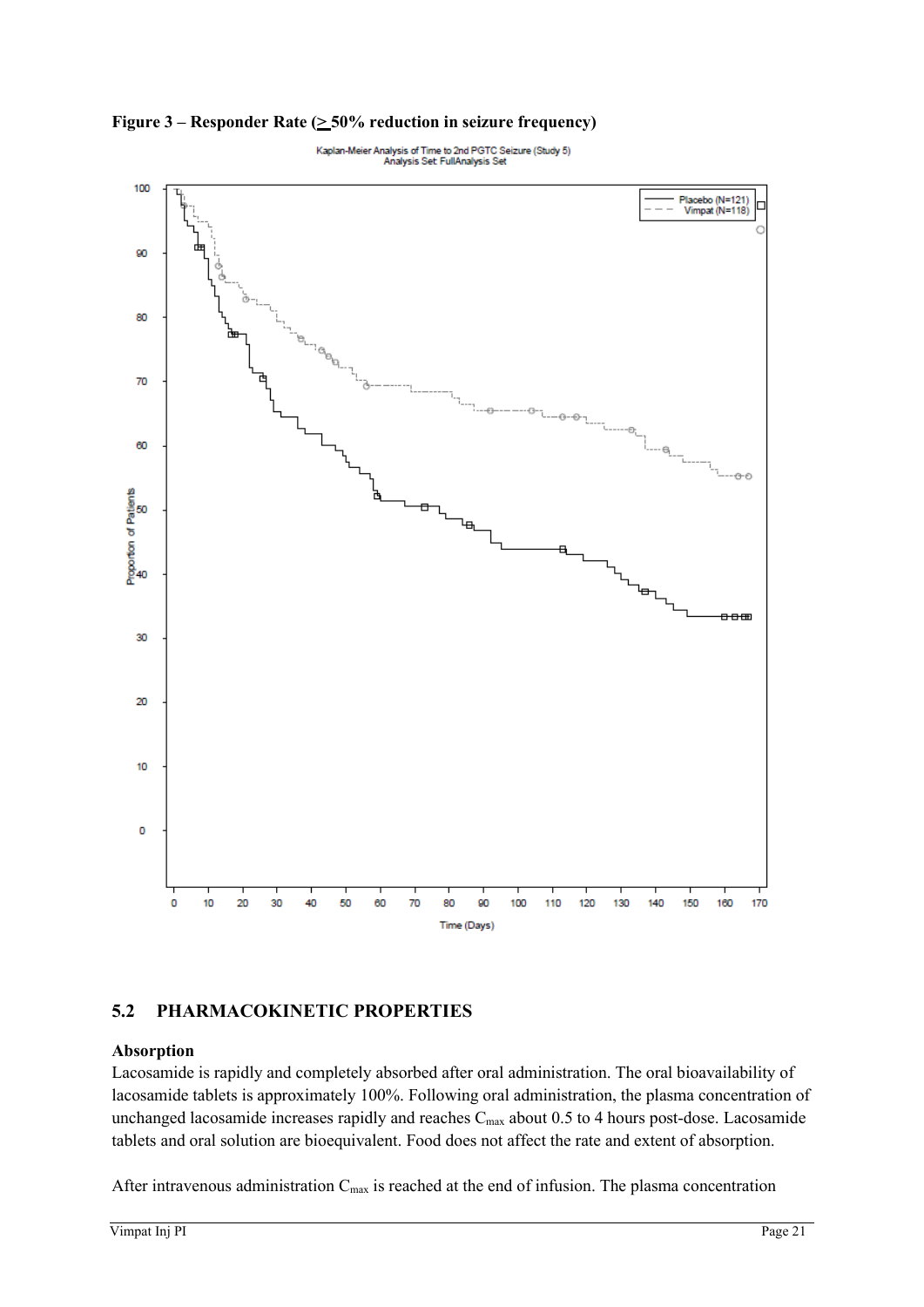**Figure 3 – Responder Rate (≥ 50% reduction in seizure frequency)**

Kaplan-Meier Analysis of Time to 2nd PGTC Seizure (Study 5)
Analysis Set: FullAnalysis Set

## 5.2 PHARMACOKINETIC PROPERTIES

**Absorption**

Lacosamide is rapidly and completely absorbed after oral administration. The oral bioavailability of lacosamide tablets is approximately 100%. Following oral administration, the plasma concentration of unchanged lacosamide increases rapidly and reaches $C_{max}$ about 0.5 to 4 hours post-dose. Lacosamide tablets and oral solution are bioequivalent. Food does not affect the rate and extent of absorption.

After intravenous administration $C_{max}$ is reached at the end of infusion. The plasma concentration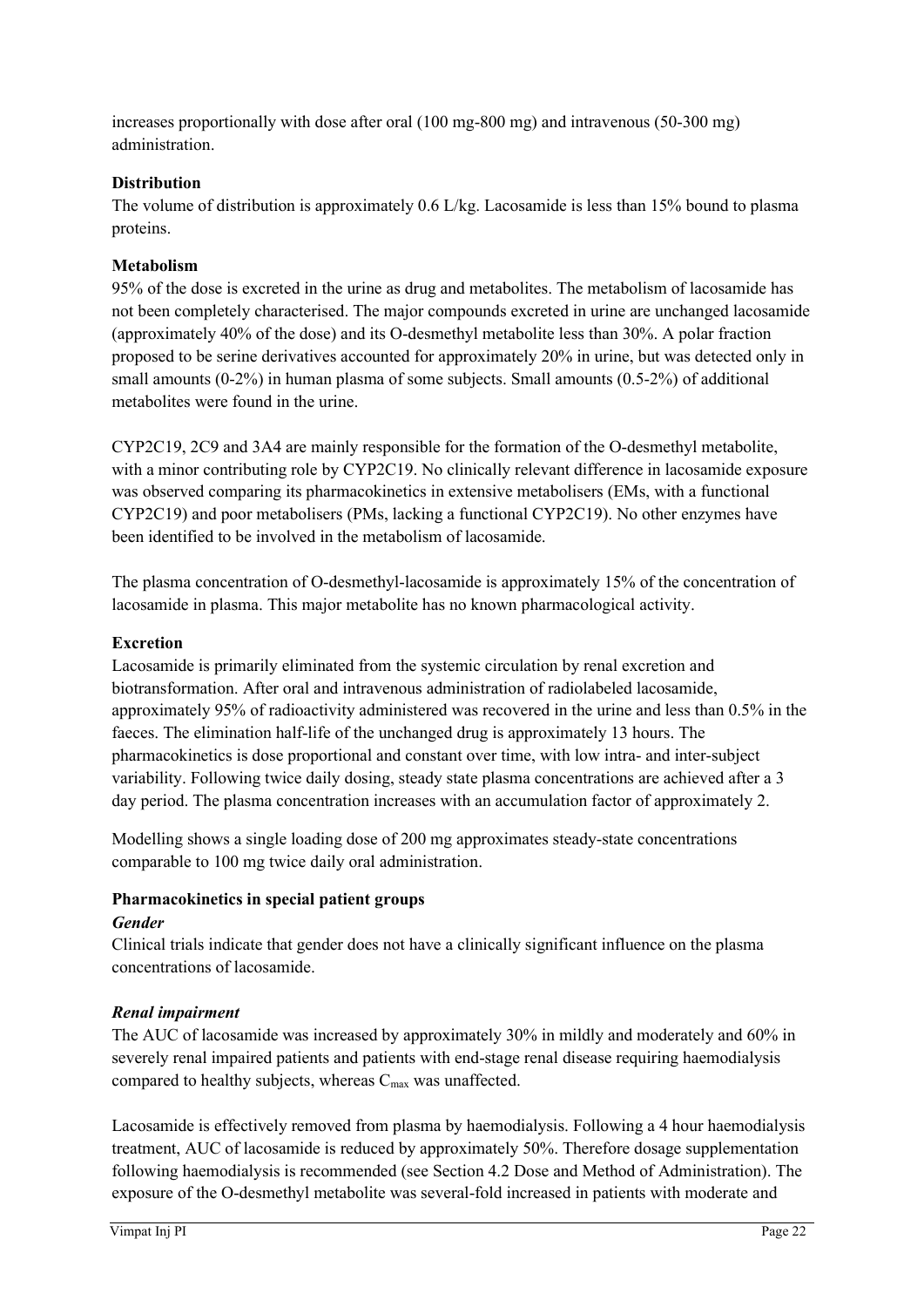increases proportionally with dose after oral (100 mg-800 mg) and intravenous (50-300 mg) administration.

**Distribution**

The volume of distribution is approximately 0.6 L/kg. Lacosamide is less than 15% bound to plasma proteins.

**Metabolism**

95% of the dose is excreted in the urine as drug and metabolites. The metabolism of lacosamide has not been completely characterised. The major compounds excreted in urine are unchanged lacosamide (approximately 40% of the dose) and its O-desmethyl metabolite less than 30%. A polar fraction proposed to be serine derivatives accounted for approximately 20% in urine, but was detected only in small amounts (0-2%) in human plasma of some subjects. Small amounts (0.5-2%) of additional metabolites were found in the urine.

CYP2C19, 2C9 and 3A4 are mainly responsible for the formation of the O-desmethyl metabolite, with a minor contributing role by CYP2C19. No clinically relevant difference in lacosamide exposure was observed comparing its pharmacokinetics in extensive metabolisers (EMs, with a functional CYP2C19) and poor metabolisers (PMs, lacking a functional CYP2C19). No other enzymes have been identified to be involved in the metabolism of lacosamide.

The plasma concentration of O-desmethyl-lacosamide is approximately 15% of the concentration of lacosamide in plasma. This major metabolite has no known pharmacological activity.

**Excretion**

Lacosamide is primarily eliminated from the systemic circulation by renal excretion and biotransformation. After oral and intravenous administration of radiolabeled lacosamide, approximately 95% of radioactivity administered was recovered in the urine and less than 0.5% in the faeces. The elimination half-life of the unchanged drug is approximately 13 hours. The pharmacokinetics is dose proportional and constant over time, with low intra- and inter-subject variability. Following twice daily dosing, steady state plasma concentrations are achieved after a 3 day period. The plasma concentration increases with an accumulation factor of approximately 2.

Modelling shows a single loading dose of 200 mg approximates steady-state concentrations comparable to 100 mg twice daily oral administration.

**Pharmacokinetics in special patient groups**

***Gender***

Clinical trials indicate that gender does not have a clinically significant influence on the plasma concentrations of lacosamide.

***Renal impairment***

The AUC of lacosamide was increased by approximately 30% in mildly and moderately and 60% in severely renal impaired patients and patients with end-stage renal disease requiring haemodialysis compared to healthy subjects, whereas $C_{max}$ was unaffected.

Lacosamide is effectively removed from plasma by haemodialysis. Following a 4 hour haemodialysis treatment, AUC of lacosamide is reduced by approximately 50%. Therefore dosage supplementation following haemodialysis is recommended (see Section 4.2 Dose and Method of Administration). The exposure of the O-desmethyl metabolite was several-fold increased in patients with moderate and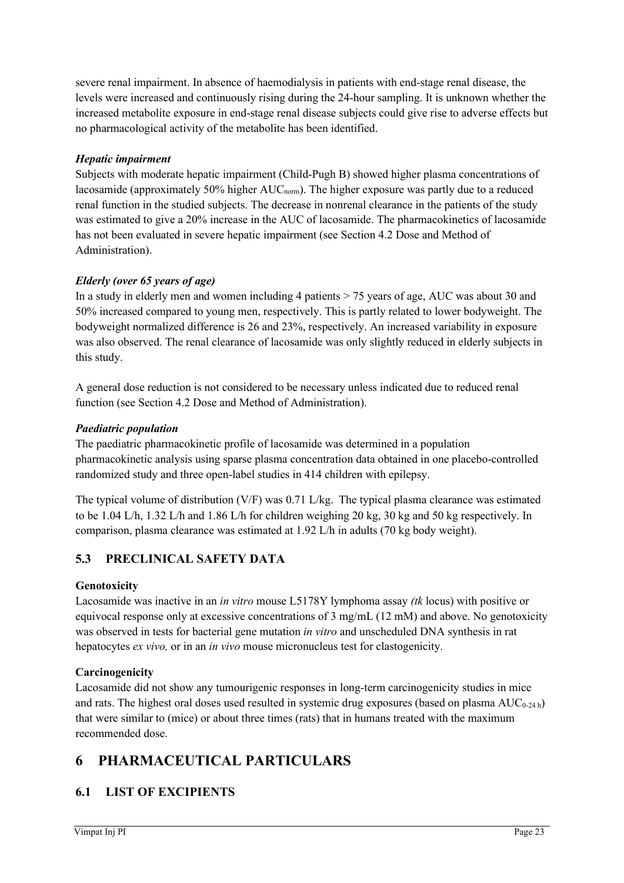severe renal impairment. In absence of haemodialysis in patients with end-stage renal disease, the levels were increased and continuously rising during the 24-hour sampling. It is unknown whether the increased metabolite exposure in end-stage renal disease subjects could give rise to adverse effects but no pharmacological activity of the metabolite has been identified.

***Hepatic impairment***

Subjects with moderate hepatic impairment (Child-Pugh B) showed higher plasma concentrations of lacosamide (approximately 50% higher $AUC_{norm}$). The higher exposure was partly due to a reduced renal function in the studied subjects. The decrease in nonrenal clearance in the patients of the study was estimated to give a 20% increase in the AUC of lacosamide. The pharmacokinetics of lacosamide has not been evaluated in severe hepatic impairment (see Section 4.2 Dose and Method of Administration).

***Elderly (over 65 years of age)***

In a study in elderly men and women including 4 patients > 75 years of age, AUC was about 30 and 50% increased compared to young men, respectively. This is partly related to lower bodyweight. The bodyweight normalized difference is 26 and 23%, respectively. An increased variability in exposure was also observed. The renal clearance of lacosamide was only slightly reduced in elderly subjects in this study.

A general dose reduction is not considered to be necessary unless indicated due to reduced renal function (see Section 4.2 Dose and Method of Administration).

***Paediatric population***

The paediatric pharmacokinetic profile of lacosamide was determined in a population pharmacokinetic analysis using sparse plasma concentration data obtained in one placebo-controlled randomized study and three open-label studies in 414 children with epilepsy.

The typical volume of distribution (V/F) was 0.71 L/kg. The typical plasma clearance was estimated to be 1.04 L/h, 1.32 L/h and 1.86 L/h for children weighing 20 kg, 30 kg and 50 kg respectively. In comparison, plasma clearance was estimated at 1.92 L/h in adults (70 kg body weight).

## 5.3 PRECLINICAL SAFETY DATA

**Genotoxicity**

Lacosamide was inactive in an *in vitro* mouse L5178Y lymphoma assay *(tk* locus) with positive or equivocal response only at excessive concentrations of 3 mg/mL (12 mM) and above. No genotoxicity was observed in tests for bacterial gene mutation *in vitro* and unscheduled DNA synthesis in rat hepatocytes *ex vivo,* or in an *in vivo* mouse micronucleus test for clastogenicity.

**Carcinogenicity**

Lacosamide did not show any tumourigenic responses in long-term carcinogenicity studies in mice and rats. The highest oral doses used resulted in systemic drug exposures (based on plasma $AUC_{0\text{-}24\,h}$) that were similar to (mice) or about three times (rats) that in humans treated with the maximum recommended dose.

# 6 PHARMACEUTICAL PARTICULARS

## 6.1 LIST OF EXCIPIENTS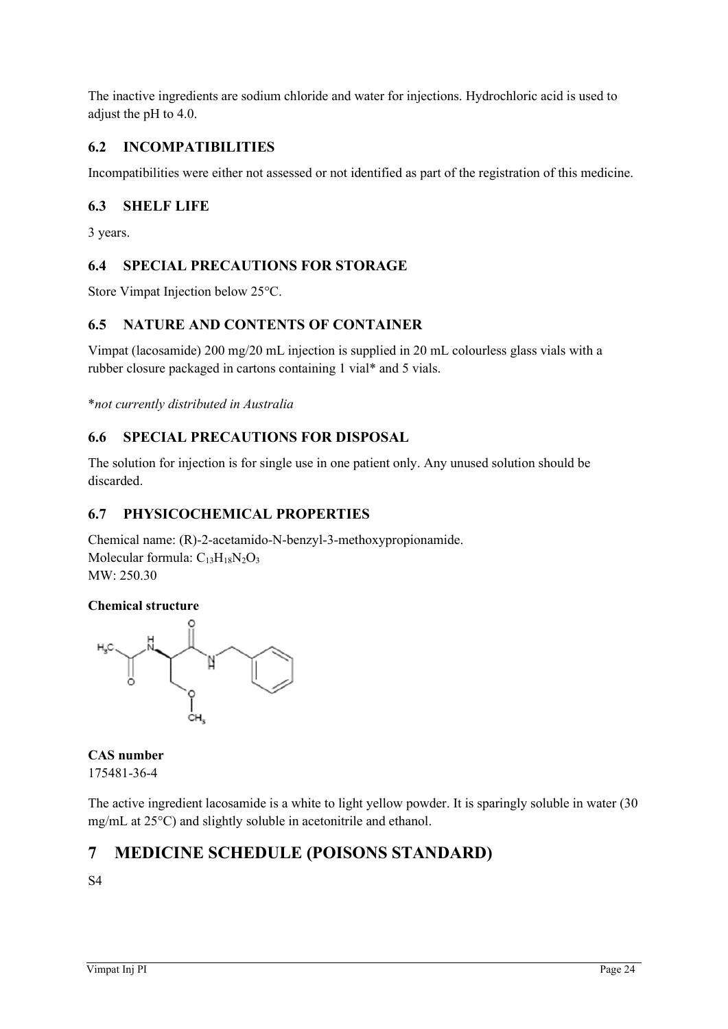The inactive ingredients are sodium chloride and water for injections. Hydrochloric acid is used to adjust the pH to 4.0.

## 6.2 INCOMPATIBILITIES

Incompatibilities were either not assessed or not identified as part of the registration of this medicine.

## 6.3 SHELF LIFE

3 years.

## 6.4 SPECIAL PRECAUTIONS FOR STORAGE

Store Vimpat Injection below 25°C.

## 6.5 NATURE AND CONTENTS OF CONTAINER

Vimpat (lacosamide) 200 mg/20 mL injection is supplied in 20 mL colourless glass vials with a rubber closure packaged in cartons containing 1 vial* and 5 vials.

*not currently distributed in Australia*

## 6.6 SPECIAL PRECAUTIONS FOR DISPOSAL

The solution for injection is for single use in one patient only. Any unused solution should be discarded.

## 6.7 PHYSICOCHEMICAL PROPERTIES

Chemical name: (R)-2-acetamido-N-benzyl-3-methoxypropionamide.
Molecular formula: $C_{13}H_{18}N_2O_3$
MW: 250.30

**Chemical structure**

**CAS number**
175481-36-4

The active ingredient lacosamide is a white to light yellow powder. It is sparingly soluble in water (30 mg/mL at 25°C) and slightly soluble in acetonitrile and ethanol.

# 7 MEDICINE SCHEDULE (POISONS STANDARD)

S4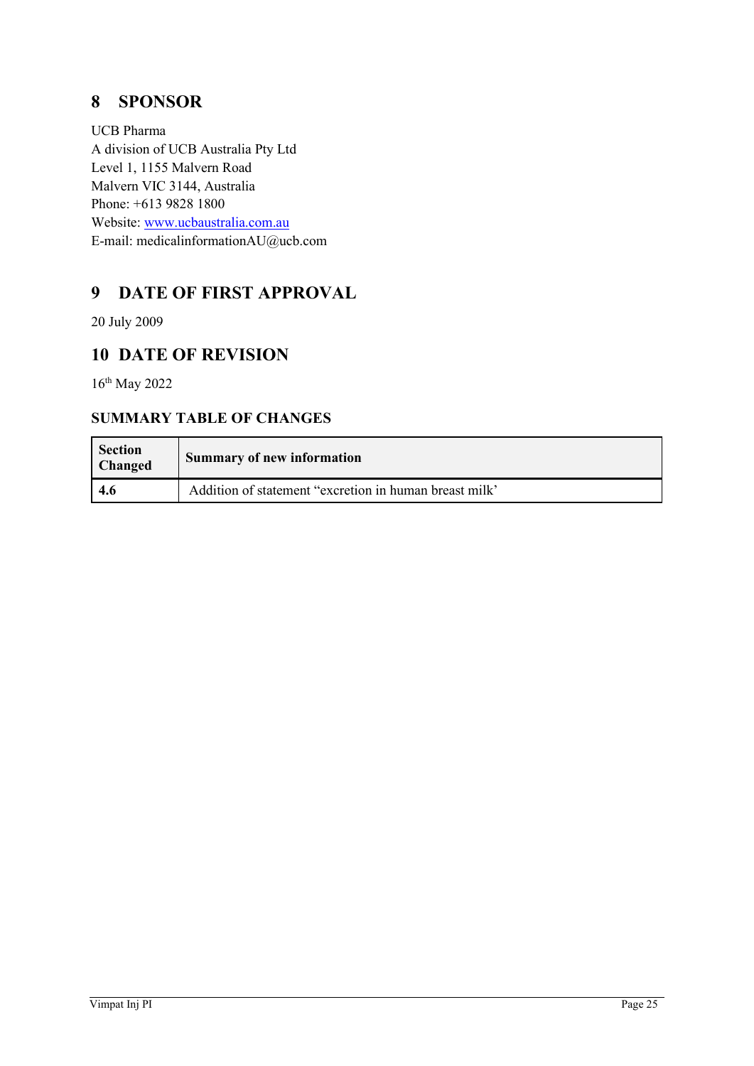# 8 SPONSOR

UCB Pharma
A division of UCB Australia Pty Ltd
Level 1, 1155 Malvern Road
Malvern VIC 3144, Australia
Phone: +613 9828 1800
Website: www.ucbaustralia.com.au
E-mail: medicalinformationAU@ucb.com

# 9 DATE OF FIRST APPROVAL

20 July 2009

# 10 DATE OF REVISION

16th May 2022

## SUMMARY TABLE OF CHANGES

| Section Changed | Summary of new information |
|---|---|
| **4.6** | Addition of statement “excretion in human breast milk’ |